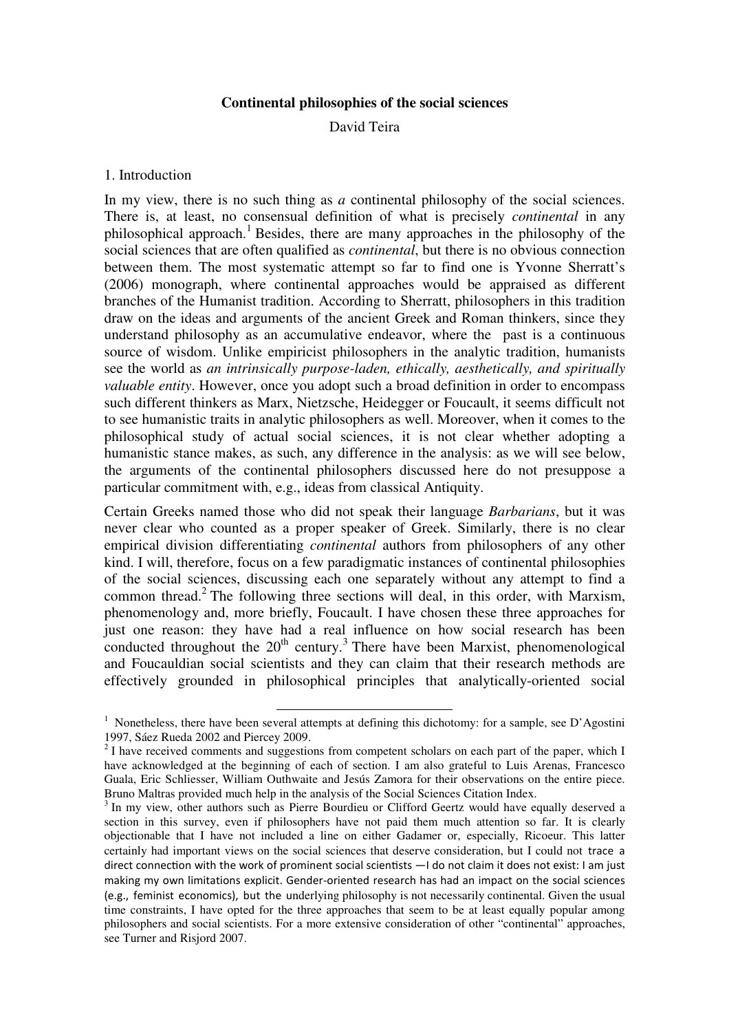# Continental philosophies of the social sciences

David Teira

## 1. Introduction

In my view, there is no such thing as *a* continental philosophy of the social sciences. There is, at least, no consensual definition of what is precisely *continental* in any philosophical approach.[1] Besides, there are many approaches in the philosophy of the social sciences that are often qualified as *continental*, but there is no obvious connection between them. The most systematic attempt so far to find one is Yvonne Sherratt's (2006) monograph, where continental approaches would be appraised as different branches of the Humanist tradition. According to Sherratt, philosophers in this tradition draw on the ideas and arguments of the ancient Greek and Roman thinkers, since they understand philosophy as an accumulative endeavor, where the past is a continuous source of wisdom. Unlike empiricist philosophers in the analytic tradition, humanists see the world as *an intrinsically purpose-laden, ethically, aesthetically, and spiritually valuable entity*. However, once you adopt such a broad definition in order to encompass such different thinkers as Marx, Nietzsche, Heidegger or Foucault, it seems difficult not to see humanistic traits in analytic philosophers as well. Moreover, when it comes to the philosophical study of actual social sciences, it is not clear whether adopting a humanistic stance makes, as such, any difference in the analysis: as we will see below, the arguments of the continental philosophers discussed here do not presuppose a particular commitment with, e.g., ideas from classical Antiquity.

Certain Greeks named those who did not speak their language *Barbarians*, but it was never clear who counted as a proper speaker of Greek. Similarly, there is no clear empirical division differentiating *continental* authors from philosophers of any other kind. I will, therefore, focus on a few paradigmatic instances of continental philosophies of the social sciences, discussing each one separately without any attempt to find a common thread.[2] The following three sections will deal, in this order, with Marxism, phenomenology and, more briefly, Foucault. I have chosen these three approaches for just one reason: they have had a real influence on how social research has been conducted throughout the 20th century.[3] There have been Marxist, phenomenological and Foucauldian social scientists and they can claim that their research methods are effectively grounded in philosophical principles that analytically-oriented social

---

[1] Nonetheless, there have been several attempts at defining this dichotomy: for a sample, see D'Agostini 1997, Sáez Rueda 2002 and Piercey 2009.

[2] I have received comments and suggestions from competent scholars on each part of the paper, which I have acknowledged at the beginning of each of section. I am also grateful to Luis Arenas, Francesco Guala, Eric Schliesser, William Outhwaite and Jesús Zamora for their observations on the entire piece. Bruno Maltras provided much help in the analysis of the Social Sciences Citation Index.

[3] In my view, other authors such as Pierre Bourdieu or Clifford Geertz would have equally deserved a section in this survey, even if philosophers have not paid them much attention so far. It is clearly objectionable that I have not included a line on either Gadamer or, especially, Ricoeur. This latter certainly had important views on the social sciences that deserve consideration, but I could not trace a direct connection with the work of prominent social scientists —I do not claim it does not exist: I am just making my own limitations explicit. Gender-oriented research has had an impact on the social sciences (e.g., feminist economics), but the underlying philosophy is not necessarily continental. Given the usual time constraints, I have opted for the three approaches that seem to be at least equally popular among philosophers and social scientists. For a more extensive consideration of other "continental" approaches, see Turner and Risjord 2007.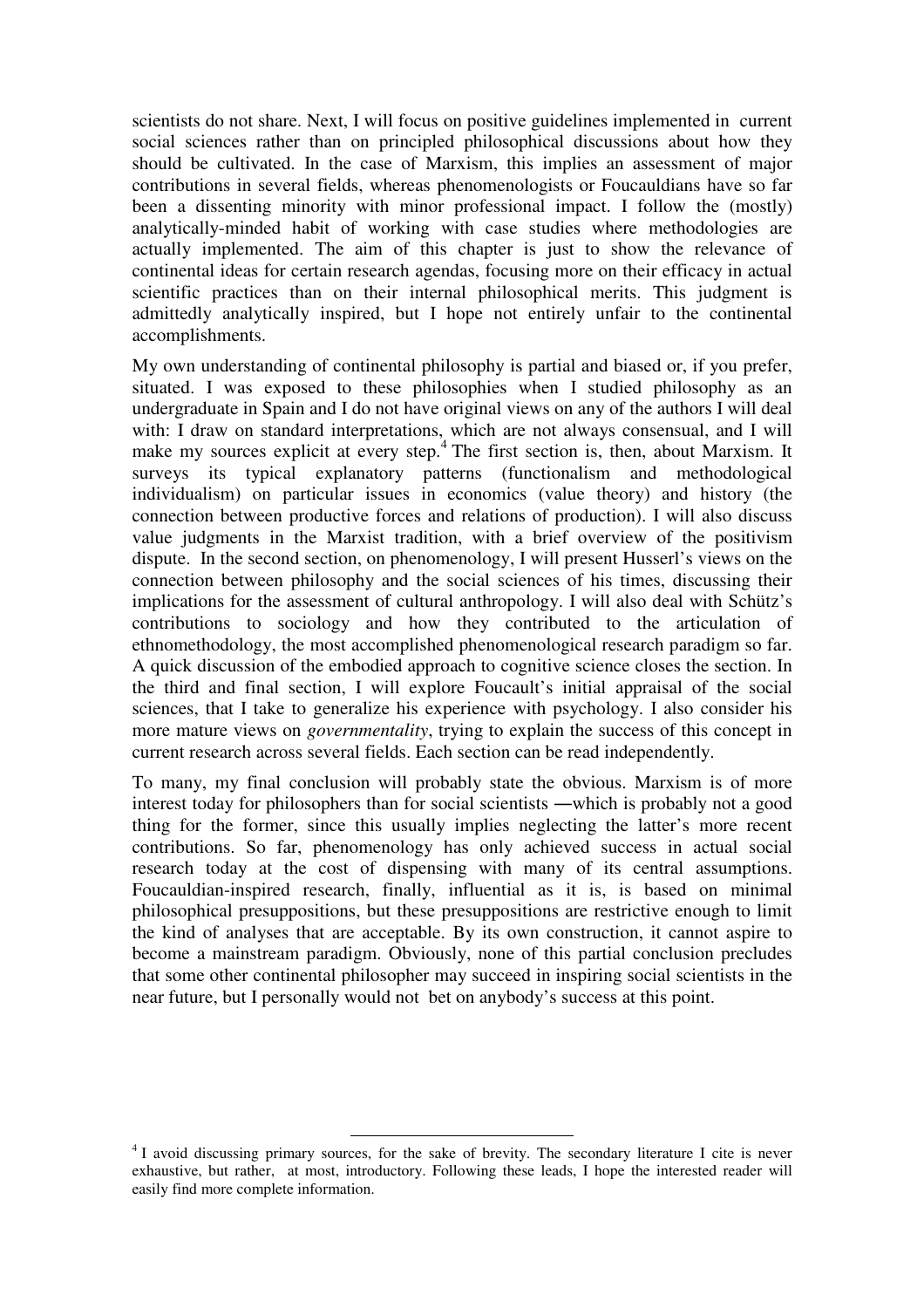scientists do not share. Next, I will focus on positive guidelines implemented in current social sciences rather than on principled philosophical discussions about how they should be cultivated. In the case of Marxism, this implies an assessment of major contributions in several fields, whereas phenomenologists or Foucauldians have so far been a dissenting minority with minor professional impact. I follow the (mostly) analytically-minded habit of working with case studies where methodologies are actually implemented. The aim of this chapter is just to show the relevance of continental ideas for certain research agendas, focusing more on their efficacy in actual scientific practices than on their internal philosophical merits. This judgment is admittedly analytically inspired, but I hope not entirely unfair to the continental accomplishments.

My own understanding of continental philosophy is partial and biased or, if you prefer, situated. I was exposed to these philosophies when I studied philosophy as an undergraduate in Spain and I do not have original views on any of the authors I will deal with: I draw on standard interpretations, which are not always consensual, and I will make my sources explicit at every step.[4] The first section is, then, about Marxism. It surveys its typical explanatory patterns (functionalism and methodological individualism) on particular issues in economics (value theory) and history (the connection between productive forces and relations of production). I will also discuss value judgments in the Marxist tradition, with a brief overview of the positivism dispute. In the second section, on phenomenology, I will present Husserl's views on the connection between philosophy and the social sciences of his times, discussing their implications for the assessment of cultural anthropology. I will also deal with Schütz's contributions to sociology and how they contributed to the articulation of ethnomethodology, the most accomplished phenomenological research paradigm so far. A quick discussion of the embodied approach to cognitive science closes the section. In the third and final section, I will explore Foucault's initial appraisal of the social sciences, that I take to generalize his experience with psychology. I also consider his more mature views on *governmentality*, trying to explain the success of this concept in current research across several fields. Each section can be read independently.

To many, my final conclusion will probably state the obvious. Marxism is of more interest today for philosophers than for social scientists ―which is probably not a good thing for the former, since this usually implies neglecting the latter's more recent contributions. So far, phenomenology has only achieved success in actual social research today at the cost of dispensing with many of its central assumptions. Foucauldian-inspired research, finally, influential as it is, is based on minimal philosophical presuppositions, but these presuppositions are restrictive enough to limit the kind of analyses that are acceptable. By its own construction, it cannot aspire to become a mainstream paradigm. Obviously, none of this partial conclusion precludes that some other continental philosopher may succeed in inspiring social scientists in the near future, but I personally would not bet on anybody's success at this point.

---

[4] I avoid discussing primary sources, for the sake of brevity. The secondary literature I cite is never exhaustive, but rather, at most, introductory. Following these leads, I hope the interested reader will easily find more complete information.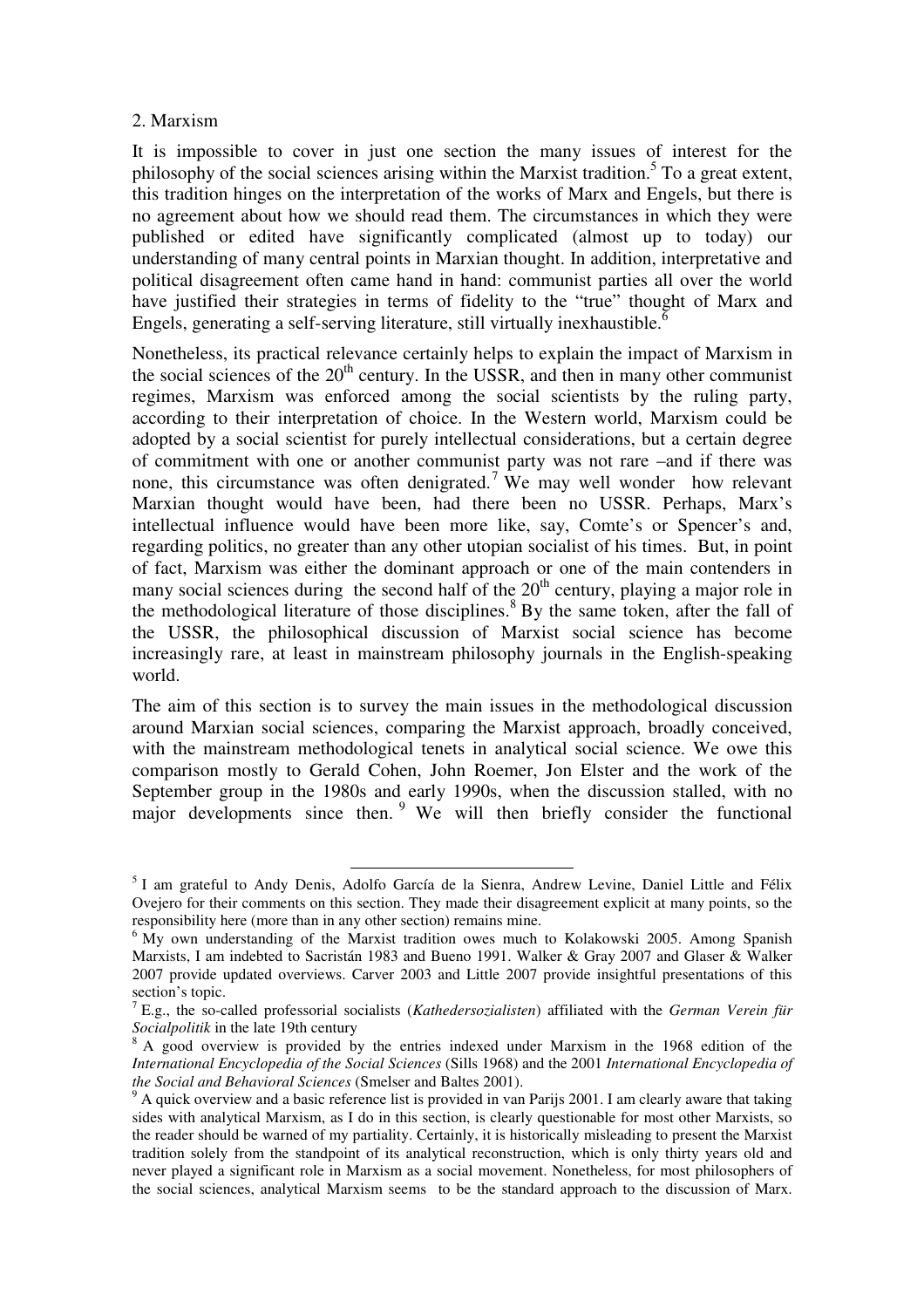## 2. Marxism

It is impossible to cover in just one section the many issues of interest for the philosophy of the social sciences arising within the Marxist tradition.[5] To a great extent, this tradition hinges on the interpretation of the works of Marx and Engels, but there is no agreement about how we should read them. The circumstances in which they were published or edited have significantly complicated (almost up to today) our understanding of many central points in Marxian thought. In addition, interpretative and political disagreement often came hand in hand: communist parties all over the world have justified their strategies in terms of fidelity to the "true" thought of Marx and Engels, generating a self-serving literature, still virtually inexhaustible.[6]

Nonetheless, its practical relevance certainly helps to explain the impact of Marxism in the social sciences of the 20[th] century. In the USSR, and then in many other communist regimes, Marxism was enforced among the social scientists by the ruling party, according to their interpretation of choice. In the Western world, Marxism could be adopted by a social scientist for purely intellectual considerations, but a certain degree of commitment with one or another communist party was not rare –and if there was none, this circumstance was often denigrated.[7] We may well wonder how relevant Marxian thought would have been, had there been no USSR. Perhaps, Marx's intellectual influence would have been more like, say, Comte's or Spencer's and, regarding politics, no greater than any other utopian socialist of his times. But, in point of fact, Marxism was either the dominant approach or one of the main contenders in many social sciences during the second half of the 20[th] century, playing a major role in the methodological literature of those disciplines.[8] By the same token, after the fall of the USSR, the philosophical discussion of Marxist social science has become increasingly rare, at least in mainstream philosophy journals in the English-speaking world.

The aim of this section is to survey the main issues in the methodological discussion around Marxian social sciences, comparing the Marxist approach, broadly conceived, with the mainstream methodological tenets in analytical social science. We owe this comparison mostly to Gerald Cohen, John Roemer, Jon Elster and the work of the September group in the 1980s and early 1990s, when the discussion stalled, with no major developments since then.[9] We will then briefly consider the functional

---

[5] I am grateful to Andy Denis, Adolfo García de la Sienra, Andrew Levine, Daniel Little and Félix Ovejero for their comments on this section. They made their disagreement explicit at many points, so the responsibility here (more than in any other section) remains mine.

[6] My own understanding of the Marxist tradition owes much to Kolakowski 2005. Among Spanish Marxists, I am indebted to Sacristán 1983 and Bueno 1991. Walker & Gray 2007 and Glaser & Walker 2007 provide updated overviews. Carver 2003 and Little 2007 provide insightful presentations of this section's topic.

[7] E.g., the so-called professorial socialists (*Kathedersozialisten*) affiliated with the *German Verein für Socialpolitik* in the late 19th century

[8] A good overview is provided by the entries indexed under Marxism in the 1968 edition of the *International Encyclopedia of the Social Sciences* (Sills 1968) and the 2001 *International Encyclopedia of the Social and Behavioral Sciences* (Smelser and Baltes 2001).

[9] A quick overview and a basic reference list is provided in van Parijs 2001. I am clearly aware that taking sides with analytical Marxism, as I do in this section, is clearly questionable for most other Marxists, so the reader should be warned of my partiality. Certainly, it is historically misleading to present the Marxist tradition solely from the standpoint of its analytical reconstruction, which is only thirty years old and never played a significant role in Marxism as a social movement. Nonetheless, for most philosophers of the social sciences, analytical Marxism seems to be the standard approach to the discussion of Marx.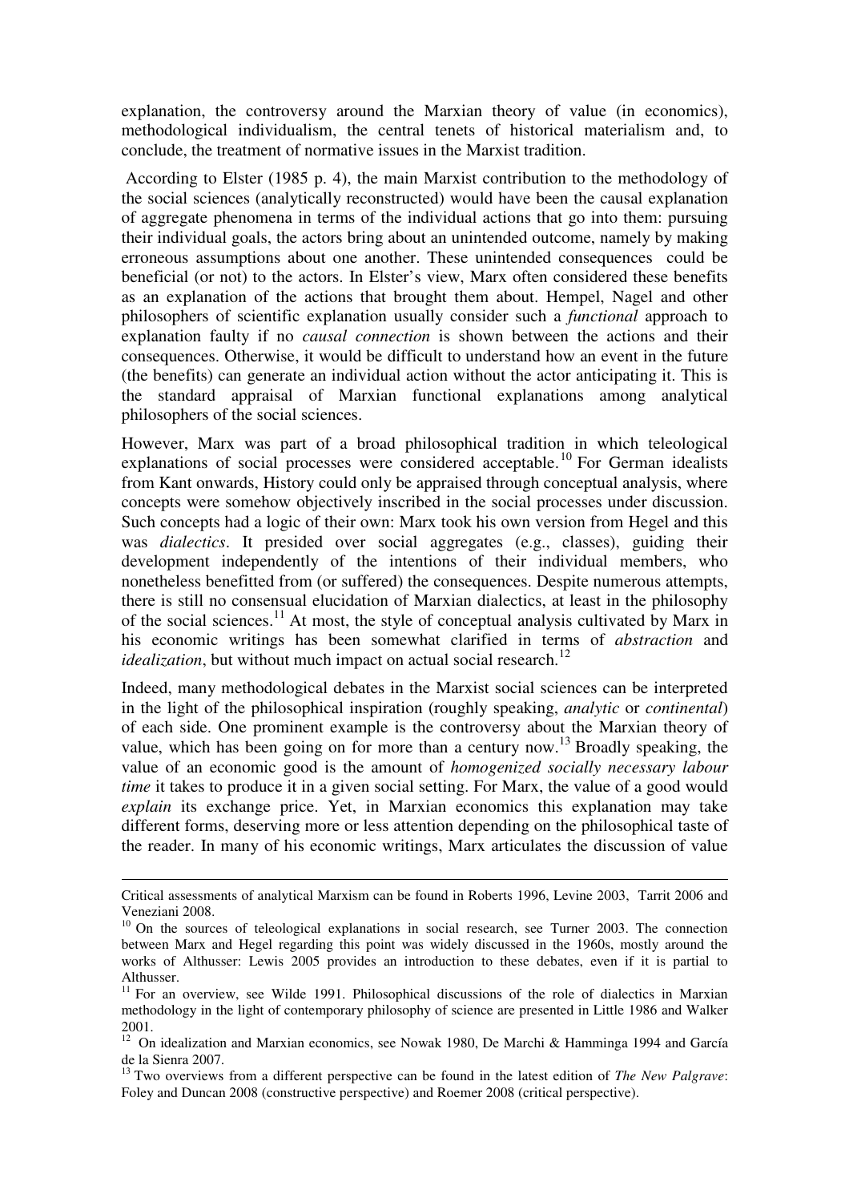explanation, the controversy around the Marxian theory of value (in economics), methodological individualism, the central tenets of historical materialism and, to conclude, the treatment of normative issues in the Marxist tradition.

According to Elster (1985 p. 4), the main Marxist contribution to the methodology of the social sciences (analytically reconstructed) would have been the causal explanation of aggregate phenomena in terms of the individual actions that go into them: pursuing their individual goals, the actors bring about an unintended outcome, namely by making erroneous assumptions about one another. These unintended consequences could be beneficial (or not) to the actors. In Elster's view, Marx often considered these benefits as an explanation of the actions that brought them about. Hempel, Nagel and other philosophers of scientific explanation usually consider such a *functional* approach to explanation faulty if no *causal connection* is shown between the actions and their consequences. Otherwise, it would be difficult to understand how an event in the future (the benefits) can generate an individual action without the actor anticipating it. This is the standard appraisal of Marxian functional explanations among analytical philosophers of the social sciences.

However, Marx was part of a broad philosophical tradition in which teleological explanations of social processes were considered acceptable.[10] For German idealists from Kant onwards, History could only be appraised through conceptual analysis, where concepts were somehow objectively inscribed in the social processes under discussion. Such concepts had a logic of their own: Marx took his own version from Hegel and this was *dialectics*. It presided over social aggregates (e.g., classes), guiding their development independently of the intentions of their individual members, who nonetheless benefitted from (or suffered) the consequences. Despite numerous attempts, there is still no consensual elucidation of Marxian dialectics, at least in the philosophy of the social sciences.[11] At most, the style of conceptual analysis cultivated by Marx in his economic writings has been somewhat clarified in terms of *abstraction* and *idealization*, but without much impact on actual social research.[12]

Indeed, many methodological debates in the Marxist social sciences can be interpreted in the light of the philosophical inspiration (roughly speaking, *analytic* or *continental*) of each side. One prominent example is the controversy about the Marxian theory of value, which has been going on for more than a century now.[13] Broadly speaking, the value of an economic good is the amount of *homogenized socially necessary labour time* it takes to produce it in a given social setting. For Marx, the value of a good would *explain* its exchange price. Yet, in Marxian economics this explanation may take different forms, deserving more or less attention depending on the philosophical taste of the reader. In many of his economic writings, Marx articulates the discussion of value

---

Critical assessments of analytical Marxism can be found in Roberts 1996, Levine 2003, Tarrit 2006 and Veneziani 2008.

[10] On the sources of teleological explanations in social research, see Turner 2003. The connection between Marx and Hegel regarding this point was widely discussed in the 1960s, mostly around the works of Althusser: Lewis 2005 provides an introduction to these debates, even if it is partial to Althusser.

[11] For an overview, see Wilde 1991. Philosophical discussions of the role of dialectics in Marxian methodology in the light of contemporary philosophy of science are presented in Little 1986 and Walker 2001.

[12] On idealization and Marxian economics, see Nowak 1980, De Marchi & Hamminga 1994 and García de la Sienra 2007.

[13] Two overviews from a different perspective can be found in the latest edition of *The New Palgrave*: Foley and Duncan 2008 (constructive perspective) and Roemer 2008 (critical perspective).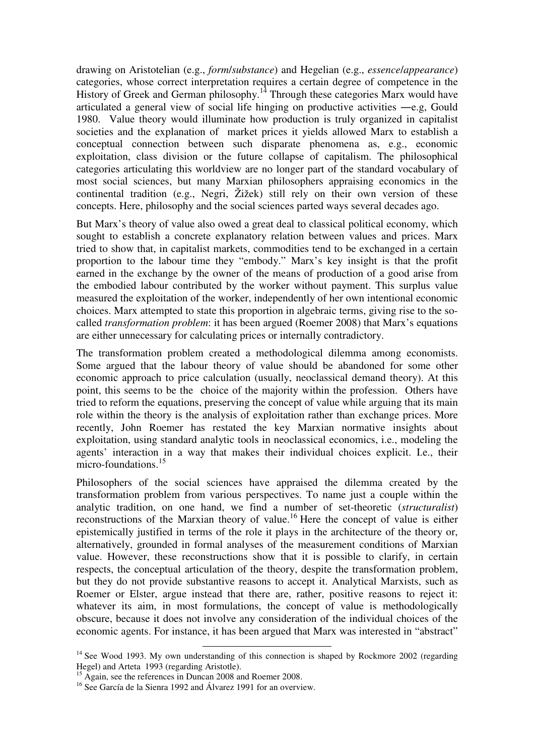drawing on Aristotelian (e.g., *form/substance*) and Hegelian (e.g., *essence/appearance*) categories, whose correct interpretation requires a certain degree of competence in the History of Greek and German philosophy.[14] Through these categories Marx would have articulated a general view of social life hinging on productive activities ―e.g, Gould 1980. Value theory would illuminate how production is truly organized in capitalist societies and the explanation of market prices it yields allowed Marx to establish a conceptual connection between such disparate phenomena as, e.g., economic exploitation, class division or the future collapse of capitalism. The philosophical categories articulating this worldview are no longer part of the standard vocabulary of most social sciences, but many Marxian philosophers appraising economics in the continental tradition (e.g., Negri, Žižek) still rely on their own version of these concepts. Here, philosophy and the social sciences parted ways several decades ago.

But Marx's theory of value also owed a great deal to classical political economy, which sought to establish a concrete explanatory relation between values and prices. Marx tried to show that, in capitalist markets, commodities tend to be exchanged in a certain proportion to the labour time they "embody." Marx's key insight is that the profit earned in the exchange by the owner of the means of production of a good arise from the embodied labour contributed by the worker without payment. This surplus value measured the exploitation of the worker, independently of her own intentional economic choices. Marx attempted to state this proportion in algebraic terms, giving rise to the so-called *transformation problem*: it has been argued (Roemer 2008) that Marx's equations are either unnecessary for calculating prices or internally contradictory.

The transformation problem created a methodological dilemma among economists. Some argued that the labour theory of value should be abandoned for some other economic approach to price calculation (usually, neoclassical demand theory). At this point, this seems to be the choice of the majority within the profession. Others have tried to reform the equations, preserving the concept of value while arguing that its main role within the theory is the analysis of exploitation rather than exchange prices. More recently, John Roemer has restated the key Marxian normative insights about exploitation, using standard analytic tools in neoclassical economics, i.e., modeling the agents' interaction in a way that makes their individual choices explicit. I.e., their micro-foundations.[15]

Philosophers of the social sciences have appraised the dilemma created by the transformation problem from various perspectives. To name just a couple within the analytic tradition, on one hand, we find a number of set-theoretic (*structuralist*) reconstructions of the Marxian theory of value.[16] Here the concept of value is either epistemically justified in terms of the role it plays in the architecture of the theory or, alternatively, grounded in formal analyses of the measurement conditions of Marxian value. However, these reconstructions show that it is possible to clarify, in certain respects, the conceptual articulation of the theory, despite the transformation problem, but they do not provide substantive reasons to accept it. Analytical Marxists, such as Roemer or Elster, argue instead that there are, rather, positive reasons to reject it: whatever its aim, in most formulations, the concept of value is methodologically obscure, because it does not involve any consideration of the individual choices of the economic agents. For instance, it has been argued that Marx was interested in "abstract"

---

[14] See Wood 1993. My own understanding of this connection is shaped by Rockmore 2002 (regarding Hegel) and Arteta 1993 (regarding Aristotle).

[15] Again, see the references in Duncan 2008 and Roemer 2008.

[16] See García de la Sienra 1992 and Álvarez 1991 for an overview.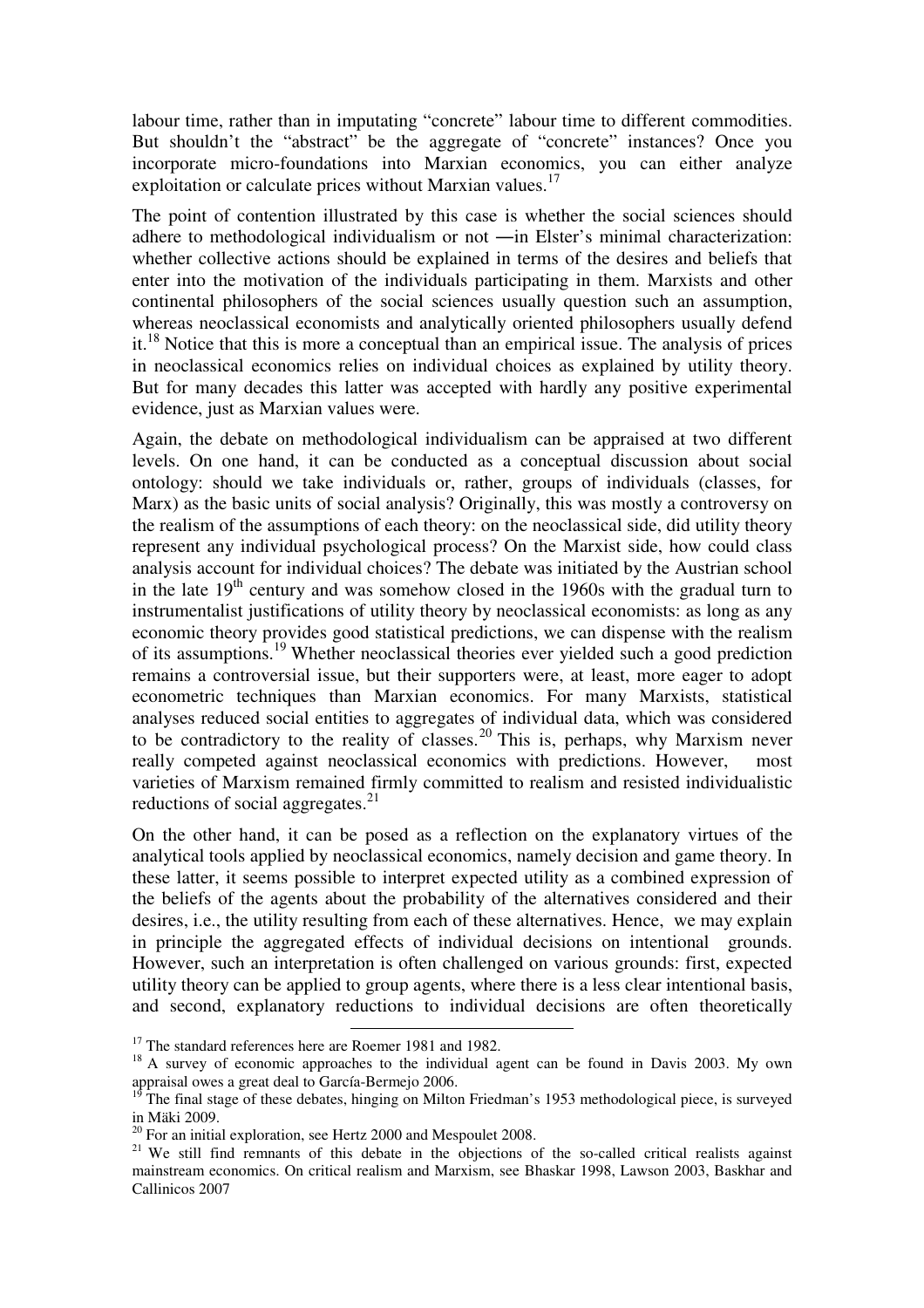labour time, rather than in imputating "concrete" labour time to different commodities. But shouldn't the "abstract" be the aggregate of "concrete" instances? Once you incorporate micro-foundations into Marxian economics, you can either analyze exploitation or calculate prices without Marxian values.[17]

The point of contention illustrated by this case is whether the social sciences should adhere to methodological individualism or not ―in Elster's minimal characterization: whether collective actions should be explained in terms of the desires and beliefs that enter into the motivation of the individuals participating in them. Marxists and other continental philosophers of the social sciences usually question such an assumption, whereas neoclassical economists and analytically oriented philosophers usually defend it.[18] Notice that this is more a conceptual than an empirical issue. The analysis of prices in neoclassical economics relies on individual choices as explained by utility theory. But for many decades this latter was accepted with hardly any positive experimental evidence, just as Marxian values were.

Again, the debate on methodological individualism can be appraised at two different levels. On one hand, it can be conducted as a conceptual discussion about social ontology: should we take individuals or, rather, groups of individuals (classes, for Marx) as the basic units of social analysis? Originally, this was mostly a controversy on the realism of the assumptions of each theory: on the neoclassical side, did utility theory represent any individual psychological process? On the Marxist side, how could class analysis account for individual choices? The debate was initiated by the Austrian school in the late 19th century and was somehow closed in the 1960s with the gradual turn to instrumentalist justifications of utility theory by neoclassical economists: as long as any economic theory provides good statistical predictions, we can dispense with the realism of its assumptions.[19] Whether neoclassical theories ever yielded such a good prediction remains a controversial issue, but their supporters were, at least, more eager to adopt econometric techniques than Marxian economics. For many Marxists, statistical analyses reduced social entities to aggregates of individual data, which was considered to be contradictory to the reality of classes.[20] This is, perhaps, why Marxism never really competed against neoclassical economics with predictions. However, most varieties of Marxism remained firmly committed to realism and resisted individualistic reductions of social aggregates.[21]

On the other hand, it can be posed as a reflection on the explanatory virtues of the analytical tools applied by neoclassical economics, namely decision and game theory. In these latter, it seems possible to interpret expected utility as a combined expression of the beliefs of the agents about the probability of the alternatives considered and their desires, i.e., the utility resulting from each of these alternatives. Hence, we may explain in principle the aggregated effects of individual decisions on intentional grounds. However, such an interpretation is often challenged on various grounds: first, expected utility theory can be applied to group agents, where there is a less clear intentional basis, and second, explanatory reductions to individual decisions are often theoretically

---

[17] The standard references here are Roemer 1981 and 1982.

[18] A survey of economic approaches to the individual agent can be found in Davis 2003. My own appraisal owes a great deal to García-Bermejo 2006.

[19] The final stage of these debates, hinging on Milton Friedman's 1953 methodological piece, is surveyed in Mäki 2009.

[20] For an initial exploration, see Hertz 2000 and Mespoulet 2008.

[21] We still find remnants of this debate in the objections of the so-called critical realists against mainstream economics. On critical realism and Marxism, see Bhaskar 1998, Lawson 2003, Baskhar and Callinicos 2007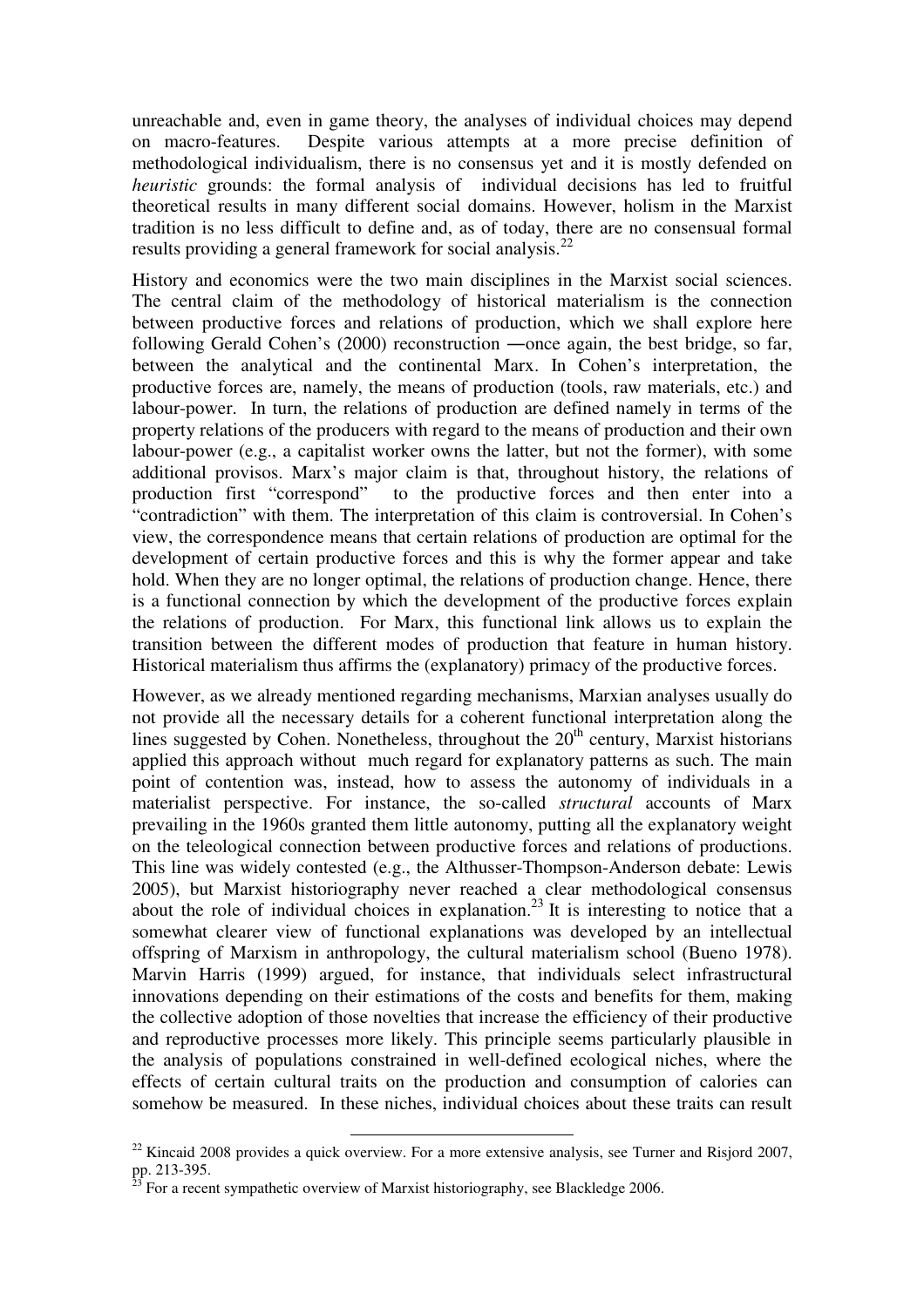unreachable and, even in game theory, the analyses of individual choices may depend on macro-features. Despite various attempts at a more precise definition of methodological individualism, there is no consensus yet and it is mostly defended on *heuristic* grounds: the formal analysis of individual decisions has led to fruitful theoretical results in many different social domains. However, holism in the Marxist tradition is no less difficult to define and, as of today, there are no consensual formal results providing a general framework for social analysis.[22]

History and economics were the two main disciplines in the Marxist social sciences. The central claim of the methodology of historical materialism is the connection between productive forces and relations of production, which we shall explore here following Gerald Cohen's (2000) reconstruction ―once again, the best bridge, so far, between the analytical and the continental Marx. In Cohen's interpretation, the productive forces are, namely, the means of production (tools, raw materials, etc.) and labour-power. In turn, the relations of production are defined namely in terms of the property relations of the producers with regard to the means of production and their own labour-power (e.g., a capitalist worker owns the latter, but not the former), with some additional provisos. Marx's major claim is that, throughout history, the relations of production first "correspond" to the productive forces and then enter into a "contradiction" with them. The interpretation of this claim is controversial. In Cohen's view, the correspondence means that certain relations of production are optimal for the development of certain productive forces and this is why the former appear and take hold. When they are no longer optimal, the relations of production change. Hence, there is a functional connection by which the development of the productive forces explain the relations of production. For Marx, this functional link allows us to explain the transition between the different modes of production that feature in human history. Historical materialism thus affirms the (explanatory) primacy of the productive forces.

However, as we already mentioned regarding mechanisms, Marxian analyses usually do not provide all the necessary details for a coherent functional interpretation along the lines suggested by Cohen. Nonetheless, throughout the 20th century, Marxist historians applied this approach without much regard for explanatory patterns as such. The main point of contention was, instead, how to assess the autonomy of individuals in a materialist perspective. For instance, the so-called *structural* accounts of Marx prevailing in the 1960s granted them little autonomy, putting all the explanatory weight on the teleological connection between productive forces and relations of productions. This line was widely contested (e.g., the Althusser-Thompson-Anderson debate: Lewis 2005), but Marxist historiography never reached a clear methodological consensus about the role of individual choices in explanation.[23] It is interesting to notice that a somewhat clearer view of functional explanations was developed by an intellectual offspring of Marxism in anthropology, the cultural materialism school (Bueno 1978). Marvin Harris (1999) argued, for instance, that individuals select infrastructural innovations depending on their estimations of the costs and benefits for them, making the collective adoption of those novelties that increase the efficiency of their productive and reproductive processes more likely. This principle seems particularly plausible in the analysis of populations constrained in well-defined ecological niches, where the effects of certain cultural traits on the production and consumption of calories can somehow be measured. In these niches, individual choices about these traits can result

---

[22] Kincaid 2008 provides a quick overview. For a more extensive analysis, see Turner and Risjord 2007, pp. 213-395.

[23] For a recent sympathetic overview of Marxist historiography, see Blackledge 2006.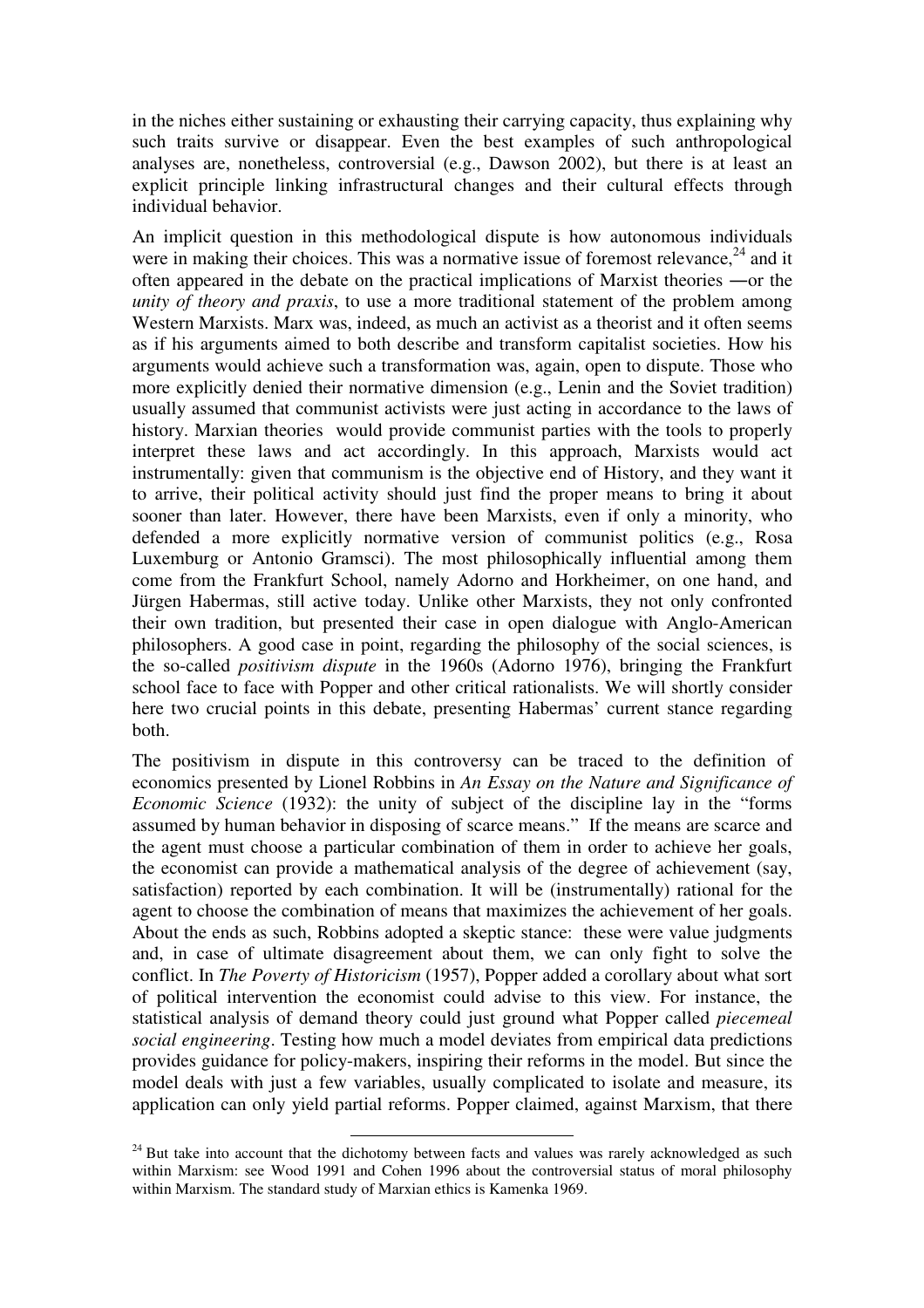in the niches either sustaining or exhausting their carrying capacity, thus explaining why such traits survive or disappear. Even the best examples of such anthropological analyses are, nonetheless, controversial (e.g., Dawson 2002), but there is at least an explicit principle linking infrastructural changes and their cultural effects through individual behavior.

An implicit question in this methodological dispute is how autonomous individuals were in making their choices. This was a normative issue of foremost relevance,[24] and it often appeared in the debate on the practical implications of Marxist theories —or the *unity of theory and praxis*, to use a more traditional statement of the problem among Western Marxists. Marx was, indeed, as much an activist as a theorist and it often seems as if his arguments aimed to both describe and transform capitalist societies. How his arguments would achieve such a transformation was, again, open to dispute. Those who more explicitly denied their normative dimension (e.g., Lenin and the Soviet tradition) usually assumed that communist activists were just acting in accordance to the laws of history. Marxian theories would provide communist parties with the tools to properly interpret these laws and act accordingly. In this approach, Marxists would act instrumentally: given that communism is the objective end of History, and they want it to arrive, their political activity should just find the proper means to bring it about sooner than later. However, there have been Marxists, even if only a minority, who defended a more explicitly normative version of communist politics (e.g., Rosa Luxemburg or Antonio Gramsci). The most philosophically influential among them come from the Frankfurt School, namely Adorno and Horkheimer, on one hand, and Jürgen Habermas, still active today. Unlike other Marxists, they not only confronted their own tradition, but presented their case in open dialogue with Anglo-American philosophers. A good case in point, regarding the philosophy of the social sciences, is the so-called *positivism dispute* in the 1960s (Adorno 1976), bringing the Frankfurt school face to face with Popper and other critical rationalists. We will shortly consider here two crucial points in this debate, presenting Habermas' current stance regarding both.

The positivism in dispute in this controversy can be traced to the definition of economics presented by Lionel Robbins in *An Essay on the Nature and Significance of Economic Science* (1932): the unity of subject of the discipline lay in the "forms assumed by human behavior in disposing of scarce means." If the means are scarce and the agent must choose a particular combination of them in order to achieve her goals, the economist can provide a mathematical analysis of the degree of achievement (say, satisfaction) reported by each combination. It will be (instrumentally) rational for the agent to choose the combination of means that maximizes the achievement of her goals. About the ends as such, Robbins adopted a skeptic stance: these were value judgments and, in case of ultimate disagreement about them, we can only fight to solve the conflict. In *The Poverty of Historicism* (1957), Popper added a corollary about what sort of political intervention the economist could advise to this view. For instance, the statistical analysis of demand theory could just ground what Popper called *piecemeal social engineering*. Testing how much a model deviates from empirical data predictions provides guidance for policy-makers, inspiring their reforms in the model. But since the model deals with just a few variables, usually complicated to isolate and measure, its application can only yield partial reforms. Popper claimed, against Marxism, that there

[24] But take into account that the dichotomy between facts and values was rarely acknowledged as such within Marxism: see Wood 1991 and Cohen 1996 about the controversial status of moral philosophy within Marxism. The standard study of Marxian ethics is Kamenka 1969.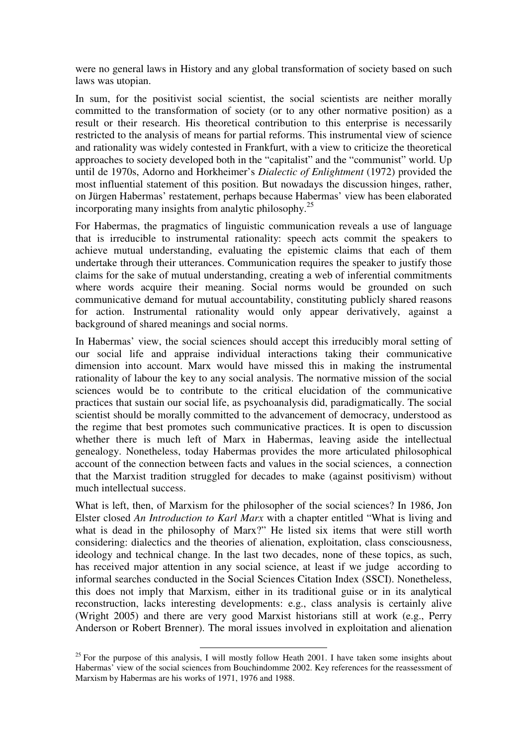were no general laws in History and any global transformation of society based on such laws was utopian.

In sum, for the positivist social scientist, the social scientists are neither morally committed to the transformation of society (or to any other normative position) as a result or their research. His theoretical contribution to this enterprise is necessarily restricted to the analysis of means for partial reforms. This instrumental view of science and rationality was widely contested in Frankfurt, with a view to criticize the theoretical approaches to society developed both in the "capitalist" and the "communist" world. Up until de 1970s, Adorno and Horkheimer's *Dialectic of Enlightment* (1972) provided the most influential statement of this position. But nowadays the discussion hinges, rather, on Jürgen Habermas' restatement, perhaps because Habermas' view has been elaborated incorporating many insights from analytic philosophy.[25]

For Habermas, the pragmatics of linguistic communication reveals a use of language that is irreducible to instrumental rationality: speech acts commit the speakers to achieve mutual understanding, evaluating the epistemic claims that each of them undertake through their utterances. Communication requires the speaker to justify those claims for the sake of mutual understanding, creating a web of inferential commitments where words acquire their meaning. Social norms would be grounded on such communicative demand for mutual accountability, constituting publicly shared reasons for action. Instrumental rationality would only appear derivatively, against a background of shared meanings and social norms.

In Habermas' view, the social sciences should accept this irreducibly moral setting of our social life and appraise individual interactions taking their communicative dimension into account. Marx would have missed this in making the instrumental rationality of labour the key to any social analysis. The normative mission of the social sciences would be to contribute to the critical elucidation of the communicative practices that sustain our social life, as psychoanalysis did, paradigmatically. The social scientist should be morally committed to the advancement of democracy, understood as the regime that best promotes such communicative practices. It is open to discussion whether there is much left of Marx in Habermas, leaving aside the intellectual genealogy. Nonetheless, today Habermas provides the more articulated philosophical account of the connection between facts and values in the social sciences, a connection that the Marxist tradition struggled for decades to make (against positivism) without much intellectual success.

What is left, then, of Marxism for the philosopher of the social sciences? In 1986, Jon Elster closed *An Introduction to Karl Marx* with a chapter entitled "What is living and what is dead in the philosophy of Marx?" He listed six items that were still worth considering: dialectics and the theories of alienation, exploitation, class consciousness, ideology and technical change. In the last two decades, none of these topics, as such, has received major attention in any social science, at least if we judge according to informal searches conducted in the Social Sciences Citation Index (SSCI). Nonetheless, this does not imply that Marxism, either in its traditional guise or in its analytical reconstruction, lacks interesting developments: e.g., class analysis is certainly alive (Wright 2005) and there are very good Marxist historians still at work (e.g., Perry Anderson or Robert Brenner). The moral issues involved in exploitation and alienation

[25] For the purpose of this analysis, I will mostly follow Heath 2001. I have taken some insights about Habermas' view of the social sciences from Bouchindomme 2002. Key references for the reassessment of Marxism by Habermas are his works of 1971, 1976 and 1988.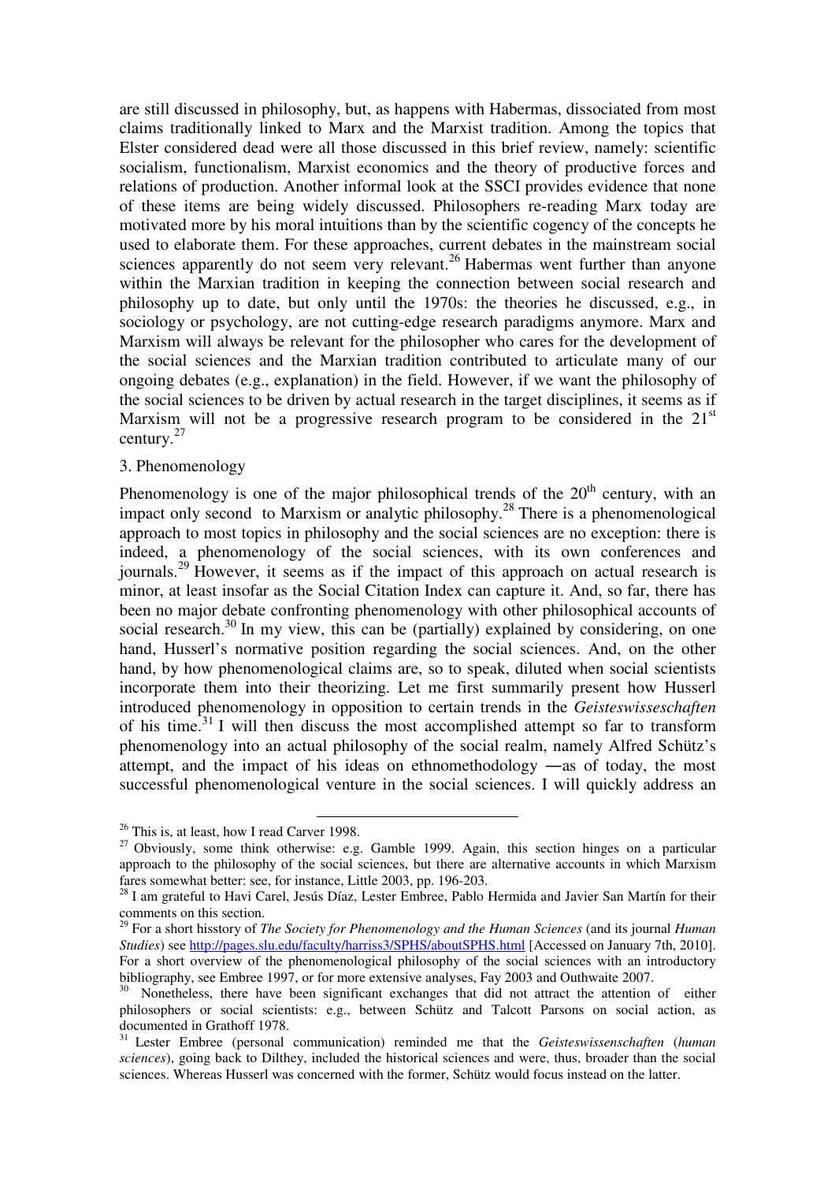are still discussed in philosophy, but, as happens with Habermas, dissociated from most claims traditionally linked to Marx and the Marxist tradition. Among the topics that Elster considered dead were all those discussed in this brief review, namely: scientific socialism, functionalism, Marxist economics and the theory of productive forces and relations of production. Another informal look at the SSCI provides evidence that none of these items are being widely discussed. Philosophers re-reading Marx today are motivated more by his moral intuitions than by the scientific cogency of the concepts he used to elaborate them. For these approaches, current debates in the mainstream social sciences apparently do not seem very relevant.[26] Habermas went further than anyone within the Marxian tradition in keeping the connection between social research and philosophy up to date, but only until the 1970s: the theories he discussed, e.g., in sociology or psychology, are not cutting-edge research paradigms anymore. Marx and Marxism will always be relevant for the philosopher who cares for the development of the social sciences and the Marxian tradition contributed to articulate many of our ongoing debates (e.g., explanation) in the field. However, if we want the philosophy of the social sciences to be driven by actual research in the target disciplines, it seems as if Marxism will not be a progressive research program to be considered in the 21[st] century.[27]

## 3. Phenomenology

Phenomenology is one of the major philosophical trends of the 20[th] century, with an impact only second to Marxism or analytic philosophy.[28] There is a phenomenological approach to most topics in philosophy and the social sciences are no exception: there is indeed, a phenomenology of the social sciences, with its own conferences and journals.[29] However, it seems as if the impact of this approach on actual research is minor, at least insofar as the Social Citation Index can capture it. And, so far, there has been no major debate confronting phenomenology with other philosophical accounts of social research.[30] In my view, this can be (partially) explained by considering, on one hand, Husserl's normative position regarding the social sciences. And, on the other hand, by how phenomenological claims are, so to speak, diluted when social scientists incorporate them into their theorizing. Let me first summarily present how Husserl introduced phenomenology in opposition to certain trends in the *Geisteswisseschaften* of his time.[31] I will then discuss the most accomplished attempt so far to transform phenomenology into an actual philosophy of the social realm, namely Alfred Schütz's attempt, and the impact of his ideas on ethnomethodology ―as of today, the most successful phenomenological venture in the social sciences. I will quickly address an

---

[26] This is, at least, how I read Carver 1998.

[27] Obviously, some think otherwise: e.g. Gamble 1999. Again, this section hinges on a particular approach to the philosophy of the social sciences, but there are alternative accounts in which Marxism fares somewhat better: see, for instance, Little 2003, pp. 196-203.

[28] I am grateful to Havi Carel, Jesús Díaz, Lester Embree, Pablo Hermida and Javier San Martín for their comments on this section.

[29] For a short hisstory of *The Society for Phenomenology and the Human Sciences* (and its journal *Human Studies*) see http://pages.slu.edu/faculty/harriss3/SPHS/aboutSPHS.html [Accessed on January 7th, 2010]. For a short overview of the phenomenological philosophy of the social sciences with an introductory bibliography, see Embree 1997, or for more extensive analyses, Fay 2003 and Outhwaite 2007.

[30] Nonetheless, there have been significant exchanges that did not attract the attention of either philosophers or social scientists: e.g., between Schütz and Talcott Parsons on social action, as documented in Grathoff 1978.

[31] Lester Embree (personal communication) reminded me that the *Geisteswissenschaften* (*human sciences*), going back to Dilthey, included the historical sciences and were, thus, broader than the social sciences. Whereas Husserl was concerned with the former, Schütz would focus instead on the latter.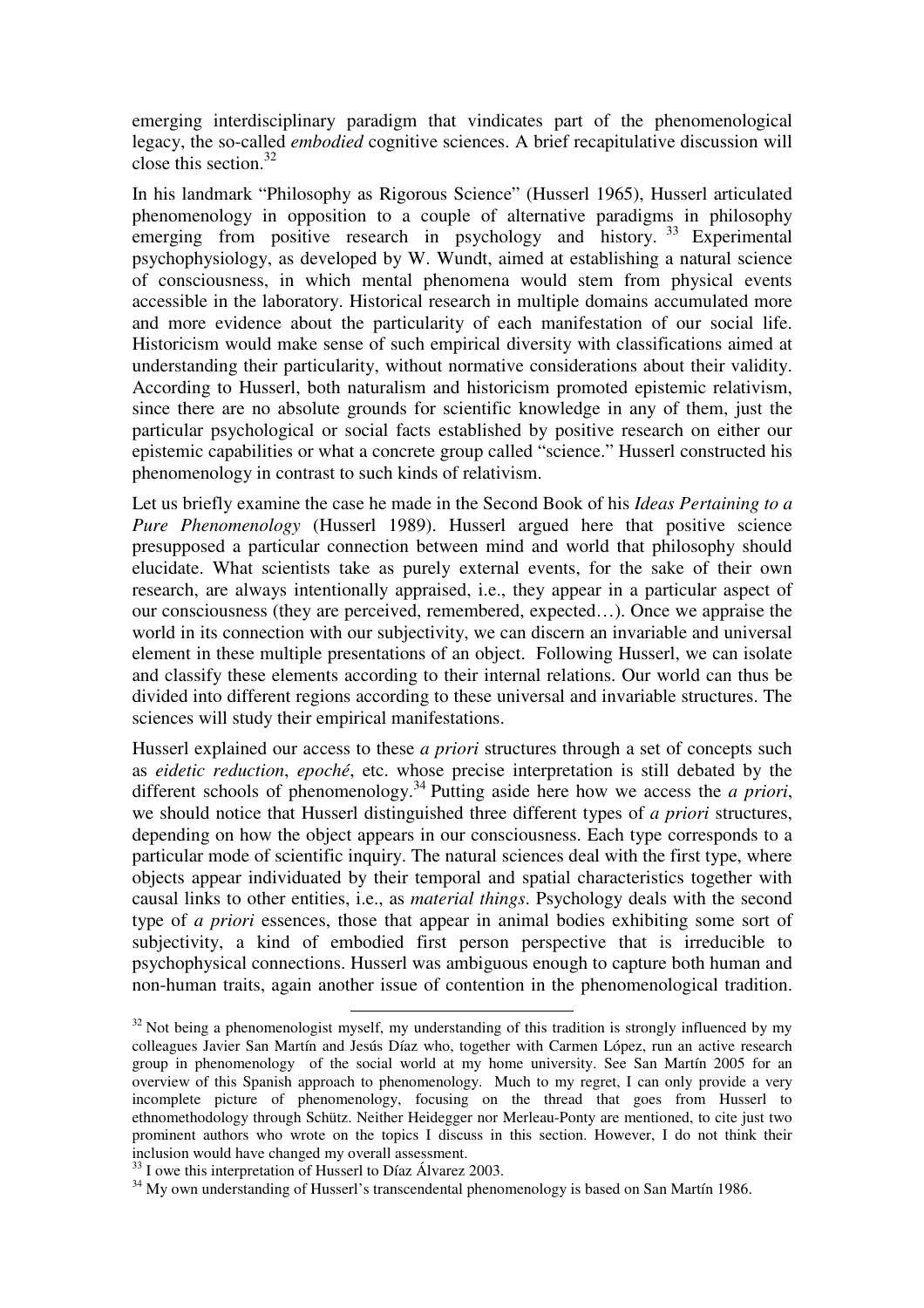emerging interdisciplinary paradigm that vindicates part of the phenomenological legacy, the so-called *embodied* cognitive sciences. A brief recapitulative discussion will close this section.[32]

In his landmark "Philosophy as Rigorous Science" (Husserl 1965), Husserl articulated phenomenology in opposition to a couple of alternative paradigms in philosophy emerging from positive research in psychology and history.[33] Experimental psychophysiology, as developed by W. Wundt, aimed at establishing a natural science of consciousness, in which mental phenomena would stem from physical events accessible in the laboratory. Historical research in multiple domains accumulated more and more evidence about the particularity of each manifestation of our social life. Historicism would make sense of such empirical diversity with classifications aimed at understanding their particularity, without normative considerations about their validity. According to Husserl, both naturalism and historicism promoted epistemic relativism, since there are no absolute grounds for scientific knowledge in any of them, just the particular psychological or social facts established by positive research on either our epistemic capabilities or what a concrete group called "science." Husserl constructed his phenomenology in contrast to such kinds of relativism.

Let us briefly examine the case he made in the Second Book of his *Ideas Pertaining to a Pure Phenomenology* (Husserl 1989). Husserl argued here that positive science presupposed a particular connection between mind and world that philosophy should elucidate. What scientists take as purely external events, for the sake of their own research, are always intentionally appraised, i.e., they appear in a particular aspect of our consciousness (they are perceived, remembered, expected…). Once we appraise the world in its connection with our subjectivity, we can discern an invariable and universal element in these multiple presentations of an object. Following Husserl, we can isolate and classify these elements according to their internal relations. Our world can thus be divided into different regions according to these universal and invariable structures. The sciences will study their empirical manifestations.

Husserl explained our access to these *a priori* structures through a set of concepts such as *eidetic reduction*, *epoché*, etc. whose precise interpretation is still debated by the different schools of phenomenology.[34] Putting aside here how we access the *a priori*, we should notice that Husserl distinguished three different types of *a priori* structures, depending on how the object appears in our consciousness. Each type corresponds to a particular mode of scientific inquiry. The natural sciences deal with the first type, where objects appear individuated by their temporal and spatial characteristics together with causal links to other entities, i.e., as *material things*. Psychology deals with the second type of *a priori* essences, those that appear in animal bodies exhibiting some sort of subjectivity, a kind of embodied first person perspective that is irreducible to psychophysical connections. Husserl was ambiguous enough to capture both human and non-human traits, again another issue of contention in the phenomenological tradition.

---

[32] Not being a phenomenologist myself, my understanding of this tradition is strongly influenced by my colleagues Javier San Martín and Jesús Díaz who, together with Carmen López, run an active research group in phenomenology of the social world at my home university. See San Martín 2005 for an overview of this Spanish approach to phenomenology. Much to my regret, I can only provide a very incomplete picture of phenomenology, focusing on the thread that goes from Husserl to ethnomethodology through Schütz. Neither Heidegger nor Merleau-Ponty are mentioned, to cite just two prominent authors who wrote on the topics I discuss in this section. However, I do not think their inclusion would have changed my overall assessment.

[33] I owe this interpretation of Husserl to Díaz Álvarez 2003.

[34] My own understanding of Husserl's transcendental phenomenology is based on San Martín 1986.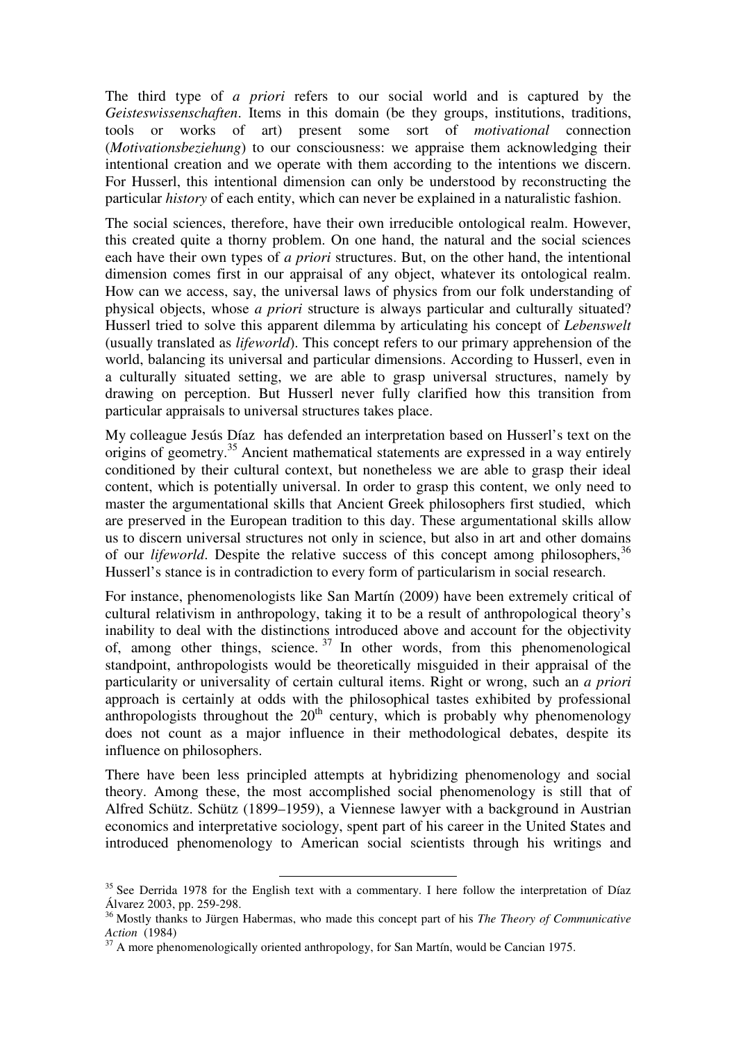The third type of *a priori* refers to our social world and is captured by the *Geisteswissenschaften*. Items in this domain (be they groups, institutions, traditions, tools or works of art) present some sort of *motivational* connection (*Motivationsbeziehung*) to our consciousness: we appraise them acknowledging their intentional creation and we operate with them according to the intentions we discern. For Husserl, this intentional dimension can only be understood by reconstructing the particular *history* of each entity, which can never be explained in a naturalistic fashion.

The social sciences, therefore, have their own irreducible ontological realm. However, this created quite a thorny problem. On one hand, the natural and the social sciences each have their own types of *a priori* structures. But, on the other hand, the intentional dimension comes first in our appraisal of any object, whatever its ontological realm. How can we access, say, the universal laws of physics from our folk understanding of physical objects, whose *a priori* structure is always particular and culturally situated? Husserl tried to solve this apparent dilemma by articulating his concept of *Lebenswelt* (usually translated as *lifeworld*). This concept refers to our primary apprehension of the world, balancing its universal and particular dimensions. According to Husserl, even in a culturally situated setting, we are able to grasp universal structures, namely by drawing on perception. But Husserl never fully clarified how this transition from particular appraisals to universal structures takes place.

My colleague Jesús Díaz has defended an interpretation based on Husserl's text on the origins of geometry.[35] Ancient mathematical statements are expressed in a way entirely conditioned by their cultural context, but nonetheless we are able to grasp their ideal content, which is potentially universal. In order to grasp this content, we only need to master the argumentational skills that Ancient Greek philosophers first studied, which are preserved in the European tradition to this day. These argumentational skills allow us to discern universal structures not only in science, but also in art and other domains of our *lifeworld*. Despite the relative success of this concept among philosophers,[36] Husserl's stance is in contradiction to every form of particularism in social research.

For instance, phenomenologists like San Martín (2009) have been extremely critical of cultural relativism in anthropology, taking it to be a result of anthropological theory's inability to deal with the distinctions introduced above and account for the objectivity of, among other things, science.[37] In other words, from this phenomenological standpoint, anthropologists would be theoretically misguided in their appraisal of the particularity or universality of certain cultural items. Right or wrong, such an *a priori* approach is certainly at odds with the philosophical tastes exhibited by professional anthropologists throughout the 20th century, which is probably why phenomenology does not count as a major influence in their methodological debates, despite its influence on philosophers.

There have been less principled attempts at hybridizing phenomenology and social theory. Among these, the most accomplished social phenomenology is still that of Alfred Schütz. Schütz (1899–1959), a Viennese lawyer with a background in Austrian economics and interpretative sociology, spent part of his career in the United States and introduced phenomenology to American social scientists through his writings and

---

[35] See Derrida 1978 for the English text with a commentary. I here follow the interpretation of Díaz Álvarez 2003, pp. 259-298.

[36] Mostly thanks to Jürgen Habermas, who made this concept part of his *The Theory of Communicative Action* (1984)

[37] A more phenomenologically oriented anthropology, for San Martín, would be Cancian 1975.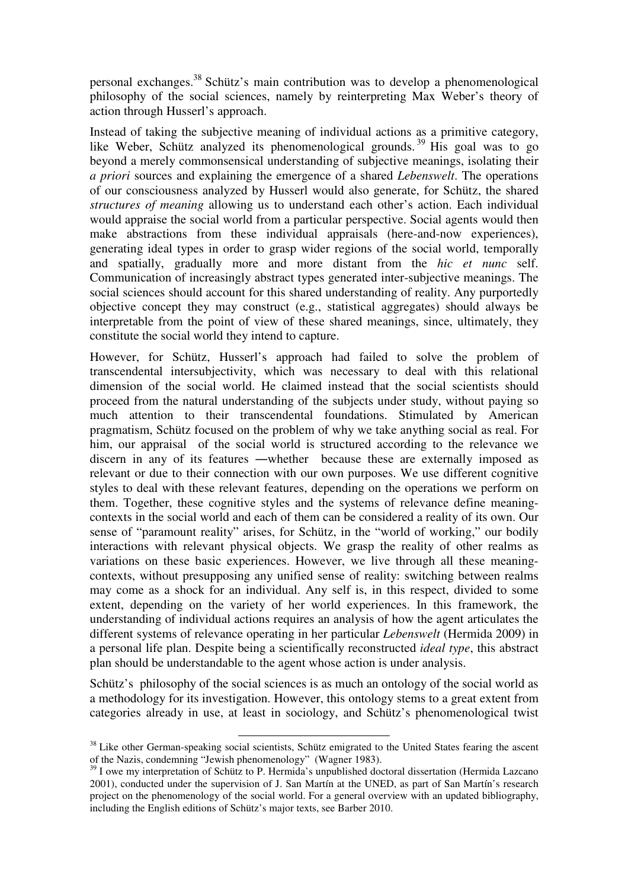personal exchanges.[38] Schütz's main contribution was to develop a phenomenological philosophy of the social sciences, namely by reinterpreting Max Weber's theory of action through Husserl's approach.

Instead of taking the subjective meaning of individual actions as a primitive category, like Weber, Schütz analyzed its phenomenological grounds.[39] His goal was to go beyond a merely commonsensical understanding of subjective meanings, isolating their *a priori* sources and explaining the emergence of a shared *Lebenswelt*. The operations of our consciousness analyzed by Husserl would also generate, for Schütz, the shared *structures of meaning* allowing us to understand each other's action. Each individual would appraise the social world from a particular perspective. Social agents would then make abstractions from these individual appraisals (here-and-now experiences), generating ideal types in order to grasp wider regions of the social world, temporally and spatially, gradually more and more distant from the *hic et nunc* self. Communication of increasingly abstract types generated inter-subjective meanings. The social sciences should account for this shared understanding of reality. Any purportedly objective concept they may construct (e.g., statistical aggregates) should always be interpretable from the point of view of these shared meanings, since, ultimately, they constitute the social world they intend to capture.

However, for Schütz, Husserl's approach had failed to solve the problem of transcendental intersubjectivity, which was necessary to deal with this relational dimension of the social world. He claimed instead that the social scientists should proceed from the natural understanding of the subjects under study, without paying so much attention to their transcendental foundations. Stimulated by American pragmatism, Schütz focused on the problem of why we take anything social as real. For him, our appraisal of the social world is structured according to the relevance we discern in any of its features ―whether because these are externally imposed as relevant or due to their connection with our own purposes. We use different cognitive styles to deal with these relevant features, depending on the operations we perform on them. Together, these cognitive styles and the systems of relevance define meaning-contexts in the social world and each of them can be considered a reality of its own. Our sense of "paramount reality" arises, for Schütz, in the "world of working," our bodily interactions with relevant physical objects. We grasp the reality of other realms as variations on these basic experiences. However, we live through all these meaning-contexts, without presupposing any unified sense of reality: switching between realms may come as a shock for an individual. Any self is, in this respect, divided to some extent, depending on the variety of her world experiences. In this framework, the understanding of individual actions requires an analysis of how the agent articulates the different systems of relevance operating in her particular *Lebenswelt* (Hermida 2009) in a personal life plan. Despite being a scientifically reconstructed *ideal type*, this abstract plan should be understandable to the agent whose action is under analysis.

Schütz's philosophy of the social sciences is as much an ontology of the social world as a methodology for its investigation. However, this ontology stems to a great extent from categories already in use, at least in sociology, and Schütz's phenomenological twist

[38] Like other German-speaking social scientists, Schütz emigrated to the United States fearing the ascent of the Nazis, condemning "Jewish phenomenology" (Wagner 1983).

[39] I owe my interpretation of Schütz to P. Hermida's unpublished doctoral dissertation (Hermida Lazcano 2001), conducted under the supervision of J. San Martín at the UNED, as part of San Martín's research project on the phenomenology of the social world. For a general overview with an updated bibliography, including the English editions of Schütz's major texts, see Barber 2010.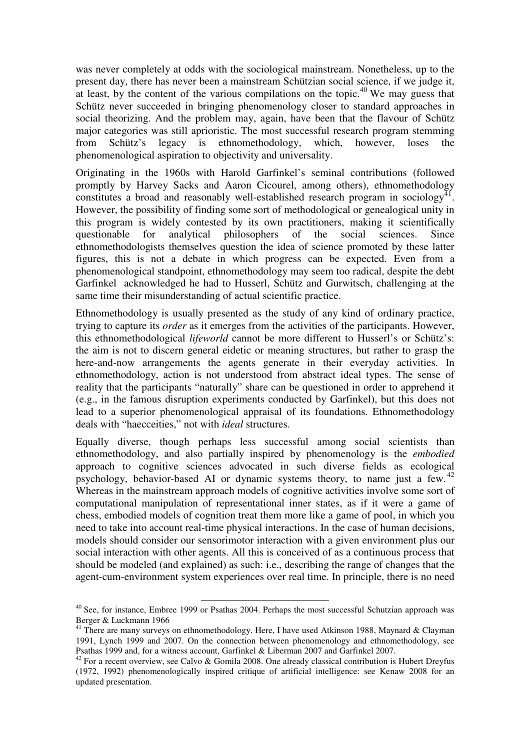was never completely at odds with the sociological mainstream. Nonetheless, up to the present day, there has never been a mainstream Schützian social science, if we judge it, at least, by the content of the various compilations on the topic.[40] We may guess that Schütz never succeeded in bringing phenomenology closer to standard approaches in social theorizing. And the problem may, again, have been that the flavour of Schütz major categories was still aprioristic. The most successful research program stemming from Schütz's legacy is ethnomethodology, which, however, loses the phenomenological aspiration to objectivity and universality.

Originating in the 1960s with Harold Garfinkel's seminal contributions (followed promptly by Harvey Sacks and Aaron Cicourel, among others), ethnomethodology constitutes a broad and reasonably well-established research program in sociology[41]. However, the possibility of finding some sort of methodological or genealogical unity in this program is widely contested by its own practitioners, making it scientifically questionable for analytical philosophers of the social sciences. Since ethnomethodologists themselves question the idea of science promoted by these latter figures, this is not a debate in which progress can be expected. Even from a phenomenological standpoint, ethnomethodology may seem too radical, despite the debt Garfinkel acknowledged he had to Husserl, Schütz and Gurwitsch, challenging at the same time their misunderstanding of actual scientific practice.

Ethnomethodology is usually presented as the study of any kind of ordinary practice, trying to capture its *order* as it emerges from the activities of the participants. However, this ethnomethodological *lifeworld* cannot be more different to Husserl's or Schütz's: the aim is not to discern general eidetic or meaning structures, but rather to grasp the here-and-now arrangements the agents generate in their everyday activities. In ethnomethodology, action is not understood from abstract ideal types. The sense of reality that the participants "naturally" share can be questioned in order to apprehend it (e.g., in the famous disruption experiments conducted by Garfinkel), but this does not lead to a superior phenomenological appraisal of its foundations. Ethnomethodology deals with "haecceities," not with *ideal* structures.

Equally diverse, though perhaps less successful among social scientists than ethnomethodology, and also partially inspired by phenomenology is the *embodied* approach to cognitive sciences advocated in such diverse fields as ecological psychology, behavior-based AI or dynamic systems theory, to name just a few.[42] Whereas in the mainstream approach models of cognitive activities involve some sort of computational manipulation of representational inner states, as if it were a game of chess, embodied models of cognition treat them more like a game of pool, in which you need to take into account real-time physical interactions. In the case of human decisions, models should consider our sensorimotor interaction with a given environment plus our social interaction with other agents. All this is conceived of as a continuous process that should be modeled (and explained) as such: i.e., describing the range of changes that the agent-cum-environment system experiences over real time. In principle, there is no need

---

[40] See, for instance, Embree 1999 or Psathas 2004. Perhaps the most successful Schutzian approach was Berger & Luckmann 1966

[41] There are many surveys on ethnomethodology. Here, I have used Atkinson 1988, Maynard & Clayman 1991, Lynch 1999 and 2007. On the connection between phenomenology and ethnomethodology, see Psathas 1999 and, for a witness account, Garfinkel & Liberman 2007 and Garfinkel 2007.

[42] For a recent overview, see Calvo & Gomila 2008. One already classical contribution is Hubert Dreyfus (1972, 1992) phenomenologically inspired critique of artificial intelligence: see Kenaw 2008 for an updated presentation.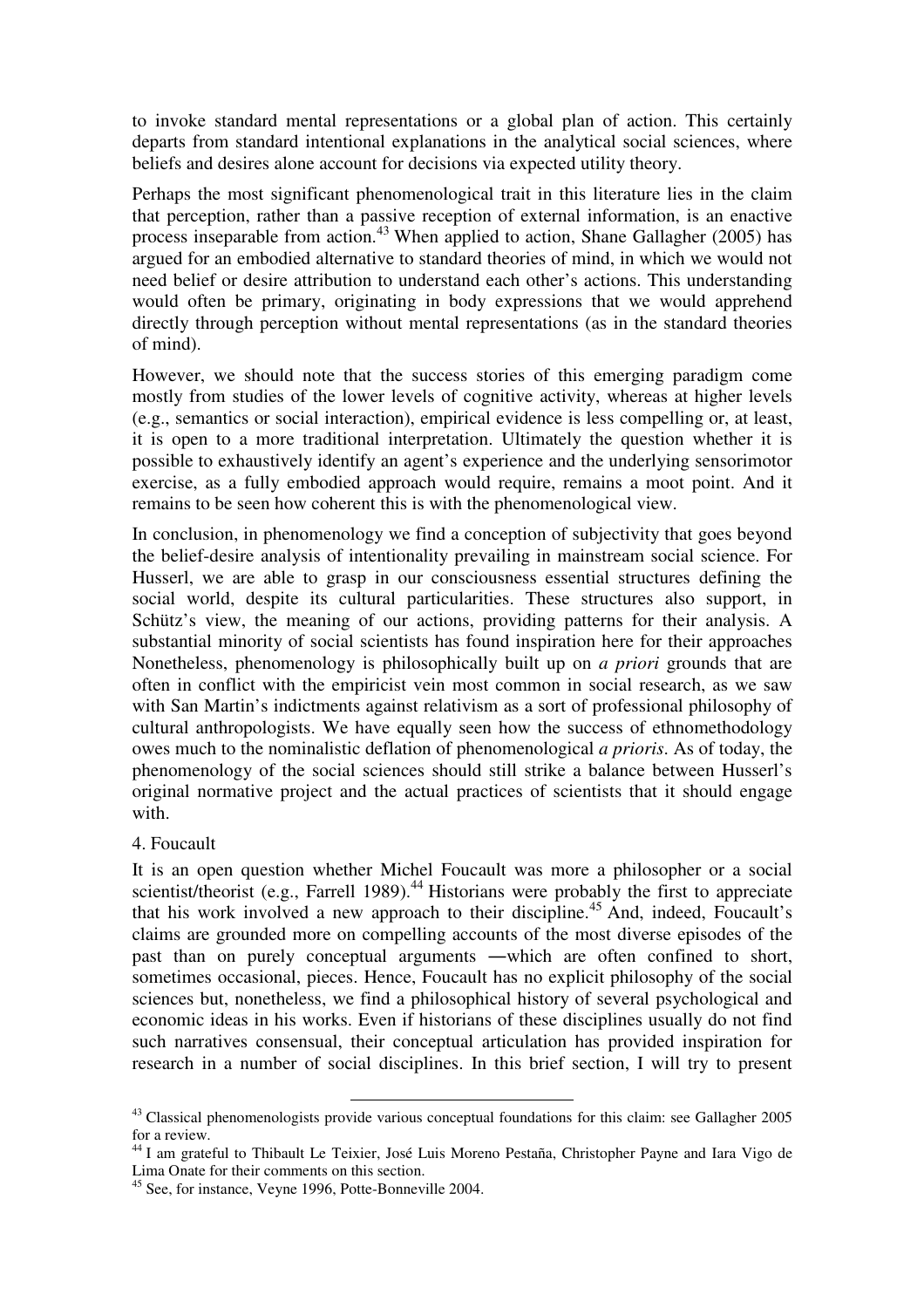to invoke standard mental representations or a global plan of action. This certainly departs from standard intentional explanations in the analytical social sciences, where beliefs and desires alone account for decisions via expected utility theory.

Perhaps the most significant phenomenological trait in this literature lies in the claim that perception, rather than a passive reception of external information, is an enactive process inseparable from action.[43] When applied to action, Shane Gallagher (2005) has argued for an embodied alternative to standard theories of mind, in which we would not need belief or desire attribution to understand each other's actions. This understanding would often be primary, originating in body expressions that we would apprehend directly through perception without mental representations (as in the standard theories of mind).

However, we should note that the success stories of this emerging paradigm come mostly from studies of the lower levels of cognitive activity, whereas at higher levels (e.g., semantics or social interaction), empirical evidence is less compelling or, at least, it is open to a more traditional interpretation. Ultimately the question whether it is possible to exhaustively identify an agent's experience and the underlying sensorimotor exercise, as a fully embodied approach would require, remains a moot point. And it remains to be seen how coherent this is with the phenomenological view.

In conclusion, in phenomenology we find a conception of subjectivity that goes beyond the belief-desire analysis of intentionality prevailing in mainstream social science. For Husserl, we are able to grasp in our consciousness essential structures defining the social world, despite its cultural particularities. These structures also support, in Schütz's view, the meaning of our actions, providing patterns for their analysis. A substantial minority of social scientists has found inspiration here for their approaches Nonetheless, phenomenology is philosophically built up on *a priori* grounds that are often in conflict with the empiricist vein most common in social research, as we saw with San Martin's indictments against relativism as a sort of professional philosophy of cultural anthropologists. We have equally seen how the success of ethnomethodology owes much to the nominalistic deflation of phenomenological *a prioris*. As of today, the phenomenology of the social sciences should still strike a balance between Husserl's original normative project and the actual practices of scientists that it should engage with.

## 4. Foucault

It is an open question whether Michel Foucault was more a philosopher or a social scientist/theorist (e.g., Farrell 1989).[44] Historians were probably the first to appreciate that his work involved a new approach to their discipline.[45] And, indeed, Foucault's claims are grounded more on compelling accounts of the most diverse episodes of the past than on purely conceptual arguments ―which are often confined to short, sometimes occasional, pieces. Hence, Foucault has no explicit philosophy of the social sciences but, nonetheless, we find a philosophical history of several psychological and economic ideas in his works. Even if historians of these disciplines usually do not find such narratives consensual, their conceptual articulation has provided inspiration for research in a number of social disciplines. In this brief section, I will try to present

---

[43] Classical phenomenologists provide various conceptual foundations for this claim: see Gallagher 2005 for a review.

[44] I am grateful to Thibault Le Teixier, José Luis Moreno Pestaña, Christopher Payne and Iara Vigo de Lima Onate for their comments on this section.

[45] See, for instance, Veyne 1996, Potte-Bonneville 2004.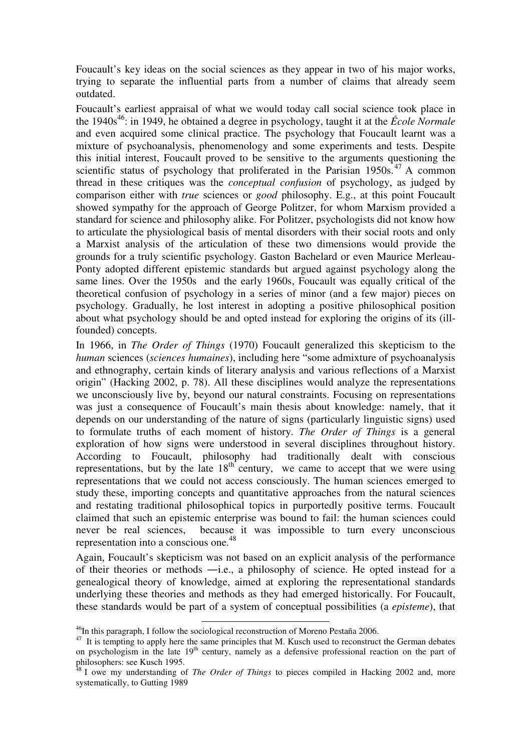Foucault's key ideas on the social sciences as they appear in two of his major works, trying to separate the influential parts from a number of claims that already seem outdated.

Foucault's earliest appraisal of what we would today call social science took place in the 1940s[46]: in 1949, he obtained a degree in psychology, taught it at the *École Normale* and even acquired some clinical practice. The psychology that Foucault learnt was a mixture of psychoanalysis, phenomenology and some experiments and tests. Despite this initial interest, Foucault proved to be sensitive to the arguments questioning the scientific status of psychology that proliferated in the Parisian 1950s.[47] A common thread in these critiques was the *conceptual confusion* of psychology, as judged by comparison either with *true* sciences or *good* philosophy. E.g., at this point Foucault showed sympathy for the approach of George Politzer, for whom Marxism provided a standard for science and philosophy alike. For Politzer, psychologists did not know how to articulate the physiological basis of mental disorders with their social roots and only a Marxist analysis of the articulation of these two dimensions would provide the grounds for a truly scientific psychology. Gaston Bachelard or even Maurice Merleau-Ponty adopted different epistemic standards but argued against psychology along the same lines. Over the 1950s and the early 1960s, Foucault was equally critical of the theoretical confusion of psychology in a series of minor (and a few major) pieces on psychology. Gradually, he lost interest in adopting a positive philosophical position about what psychology should be and opted instead for exploring the origins of its (ill-founded) concepts.

In 1966, in *The Order of Things* (1970) Foucault generalized this skepticism to the *human* sciences (*sciences humaines*), including here "some admixture of psychoanalysis and ethnography, certain kinds of literary analysis and various reflections of a Marxist origin" (Hacking 2002, p. 78). All these disciplines would analyze the representations we unconsciously live by, beyond our natural constraints. Focusing on representations was just a consequence of Foucault's main thesis about knowledge: namely, that it depends on our understanding of the nature of signs (particularly linguistic signs) used to formulate truths of each moment of history. *The Order of Things* is a general exploration of how signs were understood in several disciplines throughout history. According to Foucault, philosophy had traditionally dealt with conscious representations, but by the late 18th century, we came to accept that we were using representations that we could not access consciously. The human sciences emerged to study these, importing concepts and quantitative approaches from the natural sciences and restating traditional philosophical topics in purportedly positive terms. Foucault claimed that such an epistemic enterprise was bound to fail: the human sciences could never be real sciences, because it was impossible to turn every unconscious representation into a conscious one.[48]

Again, Foucault's skepticism was not based on an explicit analysis of the performance of their theories or methods —i.e., a philosophy of science. He opted instead for a genealogical theory of knowledge, aimed at exploring the representational standards underlying these theories and methods as they had emerged historically. For Foucault, these standards would be part of a system of conceptual possibilities (a *episteme*), that

---

[46] In this paragraph, I follow the sociological reconstruction of Moreno Pestaña 2006.

[47] It is tempting to apply here the same principles that M. Kusch used to reconstruct the German debates on psychologism in the late 19th century, namely as a defensive professional reaction on the part of philosophers: see Kusch 1995.

[48] I owe my understanding of *The Order of Things* to pieces compiled in Hacking 2002 and, more systematically, to Gutting 1989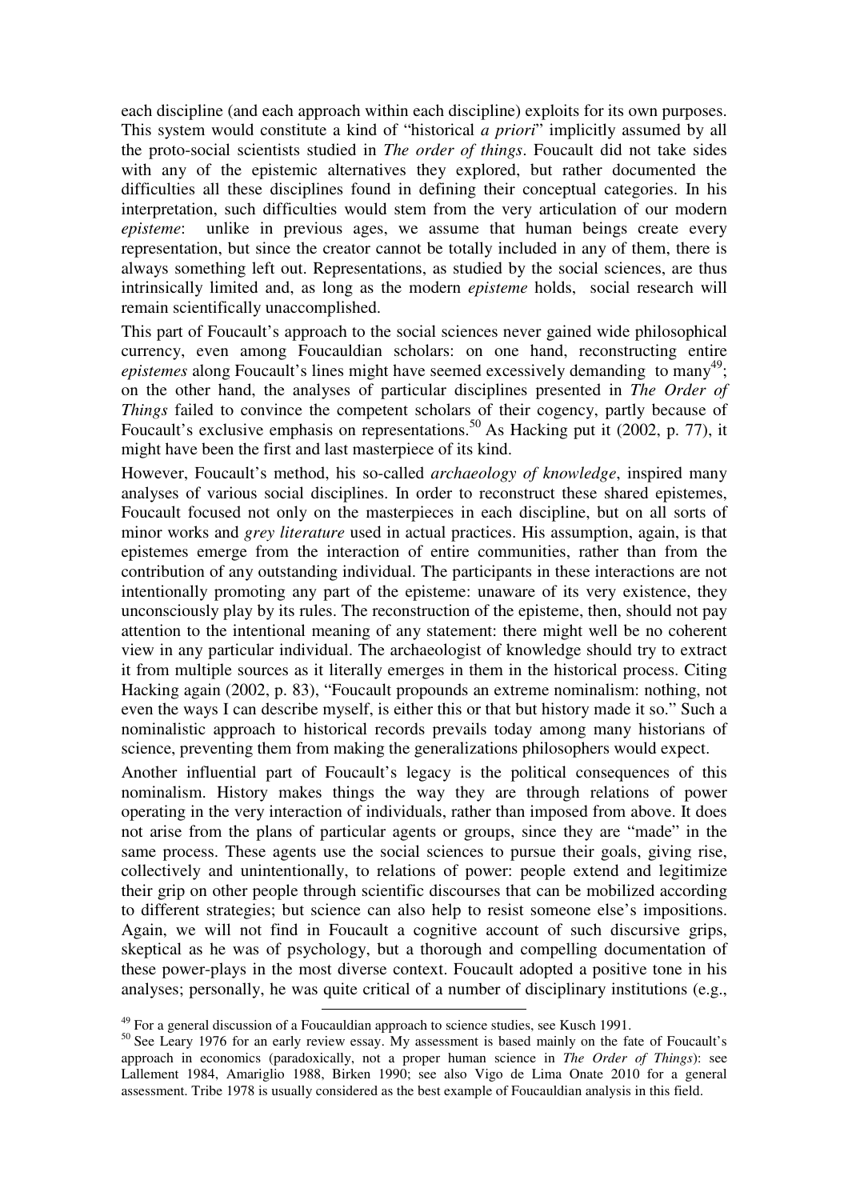each discipline (and each approach within each discipline) exploits for its own purposes. This system would constitute a kind of "historical *a priori*" implicitly assumed by all the proto-social scientists studied in *The order of things*. Foucault did not take sides with any of the epistemic alternatives they explored, but rather documented the difficulties all these disciplines found in defining their conceptual categories. In his interpretation, such difficulties would stem from the very articulation of our modern *episteme*: unlike in previous ages, we assume that human beings create every representation, but since the creator cannot be totally included in any of them, there is always something left out. Representations, as studied by the social sciences, are thus intrinsically limited and, as long as the modern *episteme* holds, social research will remain scientifically unaccomplished.

This part of Foucault's approach to the social sciences never gained wide philosophical currency, even among Foucauldian scholars: on one hand, reconstructing entire *epistemes* along Foucault's lines might have seemed excessively demanding to many[49]; on the other hand, the analyses of particular disciplines presented in *The Order of Things* failed to convince the competent scholars of their cogency, partly because of Foucault's exclusive emphasis on representations.[50] As Hacking put it (2002, p. 77), it might have been the first and last masterpiece of its kind.

However, Foucault's method, his so-called *archaeology of knowledge*, inspired many analyses of various social disciplines. In order to reconstruct these shared epistemes, Foucault focused not only on the masterpieces in each discipline, but on all sorts of minor works and *grey literature* used in actual practices. His assumption, again, is that epistemes emerge from the interaction of entire communities, rather than from the contribution of any outstanding individual. The participants in these interactions are not intentionally promoting any part of the episteme: unaware of its very existence, they unconsciously play by its rules. The reconstruction of the episteme, then, should not pay attention to the intentional meaning of any statement: there might well be no coherent view in any particular individual. The archaeologist of knowledge should try to extract it from multiple sources as it literally emerges in them in the historical process. Citing Hacking again (2002, p. 83), "Foucault propounds an extreme nominalism: nothing, not even the ways I can describe myself, is either this or that but history made it so." Such a nominalistic approach to historical records prevails today among many historians of science, preventing them from making the generalizations philosophers would expect.

Another influential part of Foucault's legacy is the political consequences of this nominalism. History makes things the way they are through relations of power operating in the very interaction of individuals, rather than imposed from above. It does not arise from the plans of particular agents or groups, since they are "made" in the same process. These agents use the social sciences to pursue their goals, giving rise, collectively and unintentionally, to relations of power: people extend and legitimize their grip on other people through scientific discourses that can be mobilized according to different strategies; but science can also help to resist someone else's impositions. Again, we will not find in Foucault a cognitive account of such discursive grips, skeptical as he was of psychology, but a thorough and compelling documentation of these power-plays in the most diverse context. Foucault adopted a positive tone in his analyses; personally, he was quite critical of a number of disciplinary institutions (e.g.,

---

[49] For a general discussion of a Foucauldian approach to science studies, see Kusch 1991.

[50] See Leary 1976 for an early review essay. My assessment is based mainly on the fate of Foucault's approach in economics (paradoxically, not a proper human science in *The Order of Things*): see Lallement 1984, Amariglio 1988, Birken 1990; see also Vigo de Lima Onate 2010 for a general assessment. Tribe 1978 is usually considered as the best example of Foucauldian analysis in this field.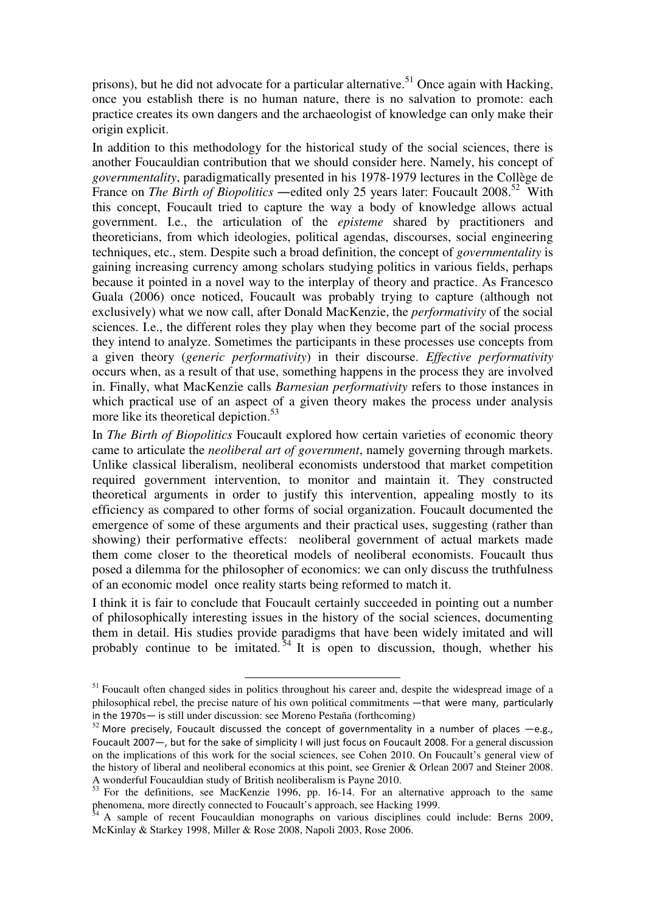prisons), but he did not advocate for a particular alternative.[51] Once again with Hacking, once you establish there is no human nature, there is no salvation to promote: each practice creates its own dangers and the archaeologist of knowledge can only make their origin explicit.

In addition to this methodology for the historical study of the social sciences, there is another Foucauldian contribution that we should consider here. Namely, his concept of *governmentality*, paradigmatically presented in his 1978-1979 lectures in the Collège de France on *The Birth of Biopolitics* —edited only 25 years later: Foucault 2008.[52] With this concept, Foucault tried to capture the way a body of knowledge allows actual government. I.e., the articulation of the *episteme* shared by practitioners and theoreticians, from which ideologies, political agendas, discourses, social engineering techniques, etc., stem. Despite such a broad definition, the concept of *governmentality* is gaining increasing currency among scholars studying politics in various fields, perhaps because it pointed in a novel way to the interplay of theory and practice. As Francesco Guala (2006) once noticed, Foucault was probably trying to capture (although not exclusively) what we now call, after Donald MacKenzie, the *performativity* of the social sciences. I.e., the different roles they play when they become part of the social process they intend to analyze. Sometimes the participants in these processes use concepts from a given theory (*generic performativity*) in their discourse. *Effective performativity* occurs when, as a result of that use, something happens in the process they are involved in. Finally, what MacKenzie calls *Barnesian performativity* refers to those instances in which practical use of an aspect of a given theory makes the process under analysis more like its theoretical depiction.[53]

In *The Birth of Biopolitics* Foucault explored how certain varieties of economic theory came to articulate the *neoliberal art of government*, namely governing through markets. Unlike classical liberalism, neoliberal economists understood that market competition required government intervention, to monitor and maintain it. They constructed theoretical arguments in order to justify this intervention, appealing mostly to its efficiency as compared to other forms of social organization. Foucault documented the emergence of some of these arguments and their practical uses, suggesting (rather than showing) their performative effects: neoliberal government of actual markets made them come closer to the theoretical models of neoliberal economists. Foucault thus posed a dilemma for the philosopher of economics: we can only discuss the truthfulness of an economic model once reality starts being reformed to match it.

I think it is fair to conclude that Foucault certainly succeeded in pointing out a number of philosophically interesting issues in the history of the social sciences, documenting them in detail. His studies provide paradigms that have been widely imitated and will probably continue to be imitated.[54] It is open to discussion, though, whether his

---

[51] Foucault often changed sides in politics throughout his career and, despite the widespread image of a philosophical rebel, the precise nature of his own political commitments —that were many, particularly in the 1970s— is still under discussion: see Moreno Pestaña (forthcoming)

[52] More precisely, Foucault discussed the concept of governmentality in a number of places —e.g., Foucault 2007—, but for the sake of simplicity I will just focus on Foucault 2008. For a general discussion on the implications of this work for the social sciences, see Cohen 2010. On Foucault's general view of the history of liberal and neoliberal economics at this point, see Grenier & Orlean 2007 and Steiner 2008. A wonderful Foucauldian study of British neoliberalism is Payne 2010.

[53] For the definitions, see MacKenzie 1996, pp. 16-14. For an alternative approach to the same phenomena, more directly connected to Foucault's approach, see Hacking 1999.

[54] A sample of recent Foucauldian monographs on various disciplines could include: Berns 2009, McKinlay & Starkey 1998, Miller & Rose 2008, Napoli 2003, Rose 2006.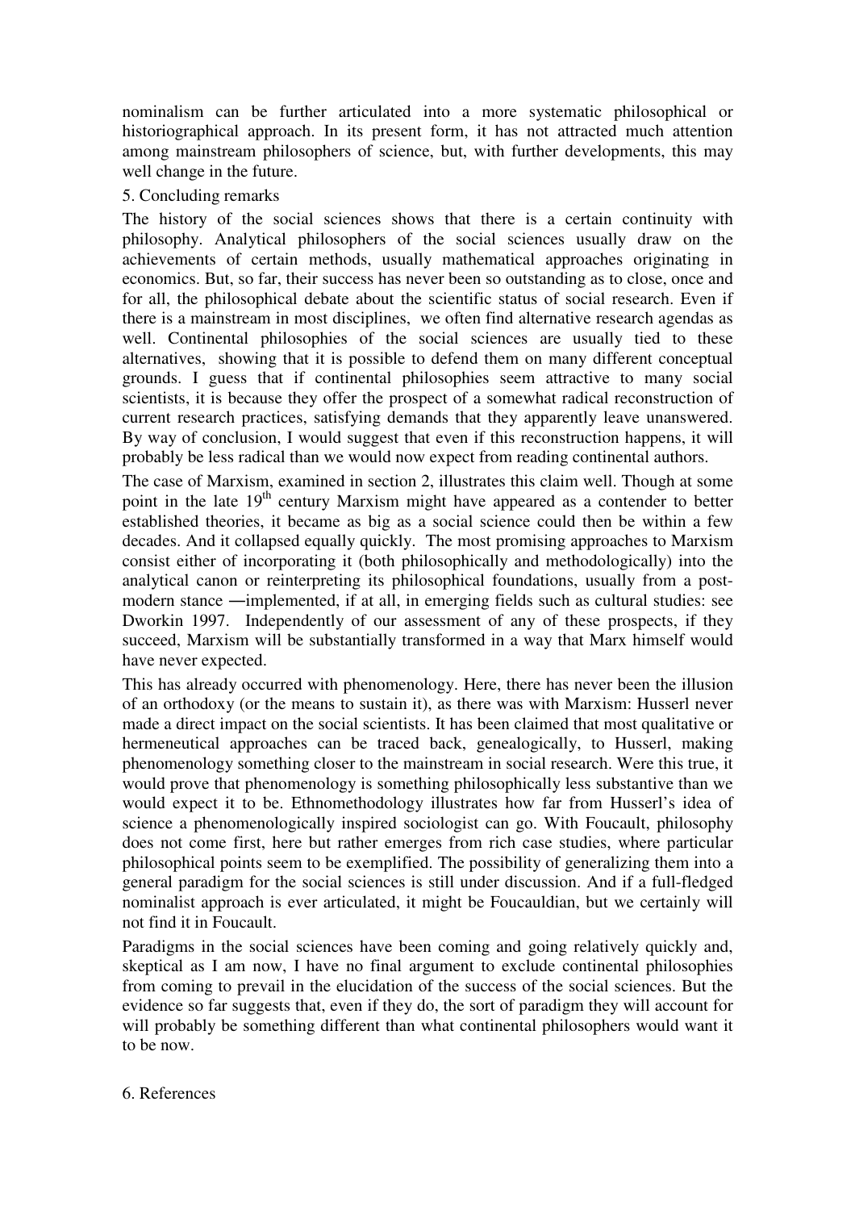nominalism can be further articulated into a more systematic philosophical or historiographical approach. In its present form, it has not attracted much attention among mainstream philosophers of science, but, with further developments, this may well change in the future.

## 5. Concluding remarks

The history of the social sciences shows that there is a certain continuity with philosophy. Analytical philosophers of the social sciences usually draw on the achievements of certain methods, usually mathematical approaches originating in economics. But, so far, their success has never been so outstanding as to close, once and for all, the philosophical debate about the scientific status of social research. Even if there is a mainstream in most disciplines, we often find alternative research agendas as well. Continental philosophies of the social sciences are usually tied to these alternatives, showing that it is possible to defend them on many different conceptual grounds. I guess that if continental philosophies seem attractive to many social scientists, it is because they offer the prospect of a somewhat radical reconstruction of current research practices, satisfying demands that they apparently leave unanswered. By way of conclusion, I would suggest that even if this reconstruction happens, it will probably be less radical than we would now expect from reading continental authors.

The case of Marxism, examined in section 2, illustrates this claim well. Though at some point in the late 19th century Marxism might have appeared as a contender to better established theories, it became as big as a social science could then be within a few decades. And it collapsed equally quickly. The most promising approaches to Marxism consist either of incorporating it (both philosophically and methodologically) into the analytical canon or reinterpreting its philosophical foundations, usually from a post-modern stance ―implemented, if at all, in emerging fields such as cultural studies: see Dworkin 1997. Independently of our assessment of any of these prospects, if they succeed, Marxism will be substantially transformed in a way that Marx himself would have never expected.

This has already occurred with phenomenology. Here, there has never been the illusion of an orthodoxy (or the means to sustain it), as there was with Marxism: Husserl never made a direct impact on the social scientists. It has been claimed that most qualitative or hermeneutical approaches can be traced back, genealogically, to Husserl, making phenomenology something closer to the mainstream in social research. Were this true, it would prove that phenomenology is something philosophically less substantive than we would expect it to be. Ethnomethodology illustrates how far from Husserl's idea of science a phenomenologically inspired sociologist can go. With Foucault, philosophy does not come first, here but rather emerges from rich case studies, where particular philosophical points seem to be exemplified. The possibility of generalizing them into a general paradigm for the social sciences is still under discussion. And if a full-fledged nominalist approach is ever articulated, it might be Foucauldian, but we certainly will not find it in Foucault.

Paradigms in the social sciences have been coming and going relatively quickly and, skeptical as I am now, I have no final argument to exclude continental philosophies from coming to prevail in the elucidation of the success of the social sciences. But the evidence so far suggests that, even if they do, the sort of paradigm they will account for will probably be something different than what continental philosophers would want it to be now.

## 6. References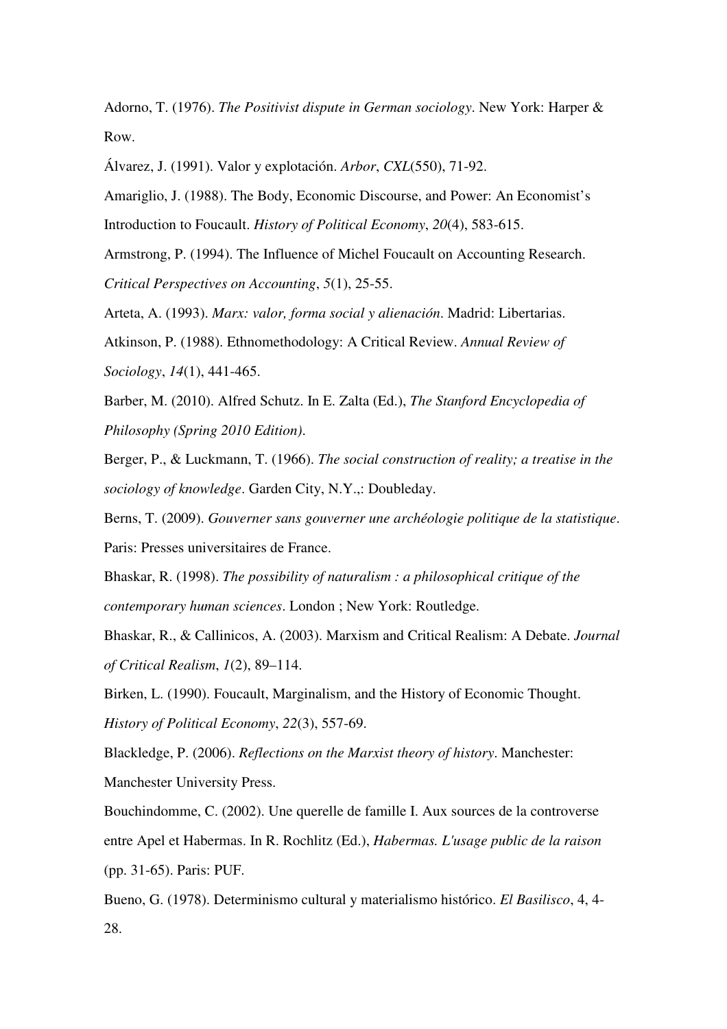Adorno, T. (1976). *The Positivist dispute in German sociology*. New York: Harper & Row.

Álvarez, J. (1991). Valor y explotación. *Arbor*, *CXL*(550), 71-92.

Amariglio, J. (1988). The Body, Economic Discourse, and Power: An Economist's Introduction to Foucault. *History of Political Economy*, *20*(4), 583-615.

Armstrong, P. (1994). The Influence of Michel Foucault on Accounting Research. *Critical Perspectives on Accounting*, *5*(1), 25-55.

Arteta, A. (1993). *Marx: valor, forma social y alienación*. Madrid: Libertarias.

Atkinson, P. (1988). Ethnomethodology: A Critical Review. *Annual Review of Sociology*, *14*(1), 441-465.

Barber, M. (2010). Alfred Schutz. In E. Zalta (Ed.), *The Stanford Encyclopedia of Philosophy (Spring 2010 Edition)*.

Berger, P., & Luckmann, T. (1966). *The social construction of reality; a treatise in the sociology of knowledge*. Garden City, N.Y.,: Doubleday.

Berns, T. (2009). *Gouverner sans gouverner une archéologie politique de la statistique*. Paris: Presses universitaires de France.

Bhaskar, R. (1998). *The possibility of naturalism : a philosophical critique of the contemporary human sciences*. London ; New York: Routledge.

Bhaskar, R., & Callinicos, A. (2003). Marxism and Critical Realism: A Debate. *Journal of Critical Realism*, *1*(2), 89–114.

Birken, L. (1990). Foucault, Marginalism, and the History of Economic Thought. *History of Political Economy*, *22*(3), 557-69.

Blackledge, P. (2006). *Reflections on the Marxist theory of history*. Manchester: Manchester University Press.

Bouchindomme, C. (2002). Une querelle de famille I. Aux sources de la controverse entre Apel et Habermas. In R. Rochlitz (Ed.), *Habermas. L'usage public de la raison* (pp. 31-65). Paris: PUF.

Bueno, G. (1978). Determinismo cultural y materialismo histórico. *El Basilisco*, 4, 4-28.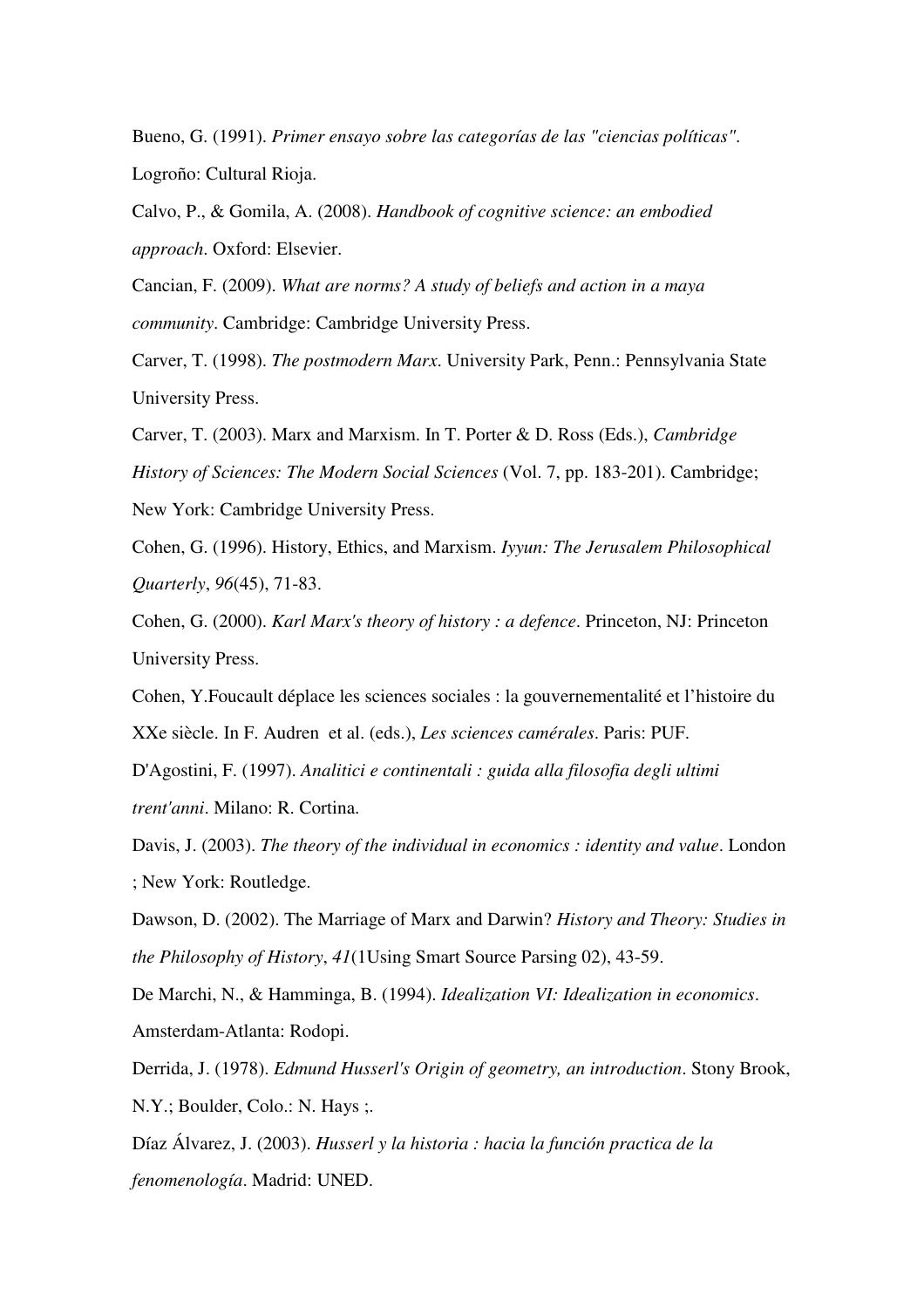Bueno, G. (1991). *Primer ensayo sobre las categorías de las "ciencias políticas"*. Logroño: Cultural Rioja.

Calvo, P., & Gomila, A. (2008). *Handbook of cognitive science: an embodied approach*. Oxford: Elsevier.

Cancian, F. (2009). *What are norms? A study of beliefs and action in a maya community*. Cambridge: Cambridge University Press.

Carver, T. (1998). *The postmodern Marx*. University Park, Penn.: Pennsylvania State University Press.

Carver, T. (2003). Marx and Marxism. In T. Porter & D. Ross (Eds.), *Cambridge History of Sciences: The Modern Social Sciences* (Vol. 7, pp. 183-201). Cambridge; New York: Cambridge University Press.

Cohen, G. (1996). History, Ethics, and Marxism. *Iyyun: The Jerusalem Philosophical Quarterly*, *96*(45), 71-83.

Cohen, G. (2000). *Karl Marx's theory of history : a defence*. Princeton, NJ: Princeton University Press.

Cohen, Y.Foucault déplace les sciences sociales : la gouvernementalité et l'histoire du XXe siècle. In F. Audren et al. (eds.), *Les sciences camérales*. Paris: PUF.

D'Agostini, F. (1997). *Analitici e continentali : guida alla filosofia degli ultimi trent'anni*. Milano: R. Cortina.

Davis, J. (2003). *The theory of the individual in economics : identity and value*. London ; New York: Routledge.

Dawson, D. (2002). The Marriage of Marx and Darwin? *History and Theory: Studies in the Philosophy of History*, *41*(1Using Smart Source Parsing 02), 43-59.

De Marchi, N., & Hamminga, B. (1994). *Idealization VI: Idealization in economics*. Amsterdam-Atlanta: Rodopi.

Derrida, J. (1978). *Edmund Husserl's Origin of geometry, an introduction*. Stony Brook, N.Y.; Boulder, Colo.: N. Hays ;.

Díaz Álvarez, J. (2003). *Husserl y la historia : hacia la función practica de la fenomenología*. Madrid: UNED.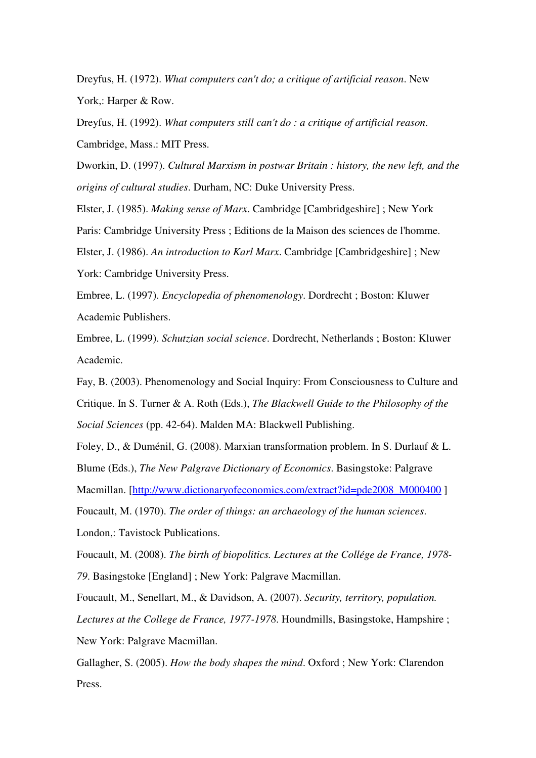Dreyfus, H. (1972). *What computers can't do; a critique of artificial reason*. New York,: Harper & Row.

Dreyfus, H. (1992). *What computers still can't do : a critique of artificial reason*. Cambridge, Mass.: MIT Press.

Dworkin, D. (1997). *Cultural Marxism in postwar Britain : history, the new left, and the origins of cultural studies*. Durham, NC: Duke University Press.

Elster, J. (1985). *Making sense of Marx*. Cambridge [Cambridgeshire] ; New York Paris: Cambridge University Press ; Editions de la Maison des sciences de l'homme.

Elster, J. (1986). *An introduction to Karl Marx*. Cambridge [Cambridgeshire] ; New York: Cambridge University Press.

Embree, L. (1997). *Encyclopedia of phenomenology*. Dordrecht ; Boston: Kluwer Academic Publishers.

Embree, L. (1999). *Schutzian social science*. Dordrecht, Netherlands ; Boston: Kluwer Academic.

Fay, B. (2003). Phenomenology and Social Inquiry: From Consciousness to Culture and Critique. In S. Turner & A. Roth (Eds.), *The Blackwell Guide to the Philosophy of the Social Sciences* (pp. 42-64). Malden MA: Blackwell Publishing.

Foley, D., & Duménil, G. (2008). Marxian transformation problem. In S. Durlauf & L. Blume (Eds.), *The New Palgrave Dictionary of Economics*. Basingstoke: Palgrave Macmillan. [http://www.dictionaryofeconomics.com/extract?id=pde2008_M000400 ]

Foucault, M. (1970). *The order of things: an archaeology of the human sciences*. London,: Tavistock Publications.

Foucault, M. (2008). *The birth of biopolitics. Lectures at the Collége de France, 1978-79*. Basingstoke [England] ; New York: Palgrave Macmillan.

Foucault, M., Senellart, M., & Davidson, A. (2007). *Security, territory, population. Lectures at the College de France, 1977-1978*. Houndmills, Basingstoke, Hampshire ; New York: Palgrave Macmillan.

Gallagher, S. (2005). *How the body shapes the mind*. Oxford ; New York: Clarendon Press.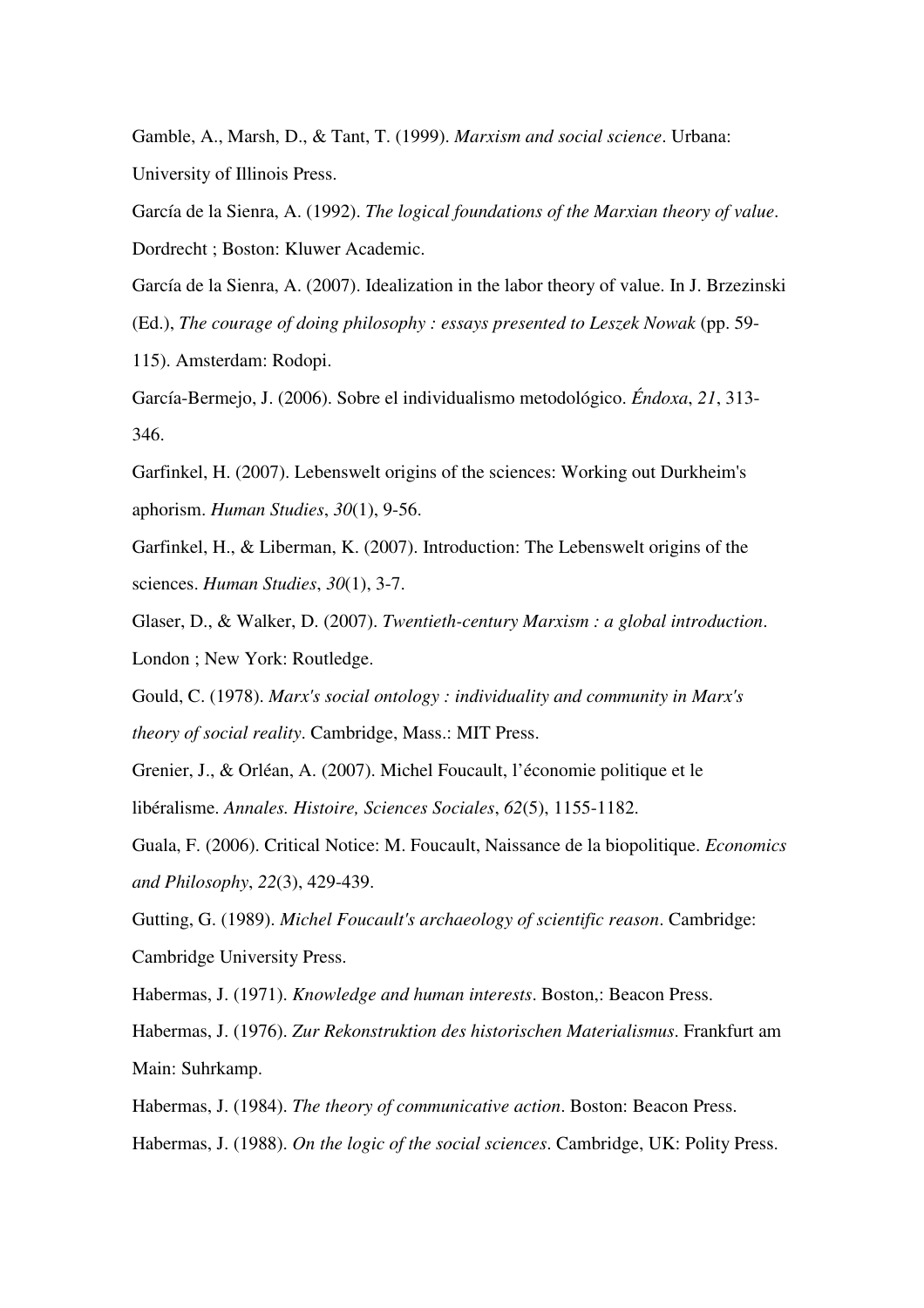Gamble, A., Marsh, D., & Tant, T. (1999). *Marxism and social science*. Urbana: University of Illinois Press.

García de la Sienra, A. (1992). *The logical foundations of the Marxian theory of value*. Dordrecht ; Boston: Kluwer Academic.

García de la Sienra, A. (2007). Idealization in the labor theory of value. In J. Brzezinski (Ed.), *The courage of doing philosophy : essays presented to Leszek Nowak* (pp. 59-115). Amsterdam: Rodopi.

García-Bermejo, J. (2006). Sobre el individualismo metodológico. *Éndoxa*, *21*, 313-346.

Garfinkel, H. (2007). Lebenswelt origins of the sciences: Working out Durkheim's aphorism. *Human Studies*, *30*(1), 9-56.

Garfinkel, H., & Liberman, K. (2007). Introduction: The Lebenswelt origins of the sciences. *Human Studies*, *30*(1), 3-7.

Glaser, D., & Walker, D. (2007). *Twentieth-century Marxism : a global introduction*. London ; New York: Routledge.

Gould, C. (1978). *Marx's social ontology : individuality and community in Marx's theory of social reality*. Cambridge, Mass.: MIT Press.

Grenier, J., & Orléan, A. (2007). Michel Foucault, l'économie politique et le libéralisme. *Annales. Histoire, Sciences Sociales*, *62*(5), 1155-1182.

Guala, F. (2006). Critical Notice: M. Foucault, Naissance de la biopolitique. *Economics and Philosophy*, *22*(3), 429-439.

Gutting, G. (1989). *Michel Foucault's archaeology of scientific reason*. Cambridge: Cambridge University Press.

Habermas, J. (1971). *Knowledge and human interests*. Boston,: Beacon Press.

Habermas, J. (1976). *Zur Rekonstruktion des historischen Materialismus*. Frankfurt am Main: Suhrkamp.

Habermas, J. (1984). *The theory of communicative action*. Boston: Beacon Press.

Habermas, J. (1988). *On the logic of the social sciences*. Cambridge, UK: Polity Press.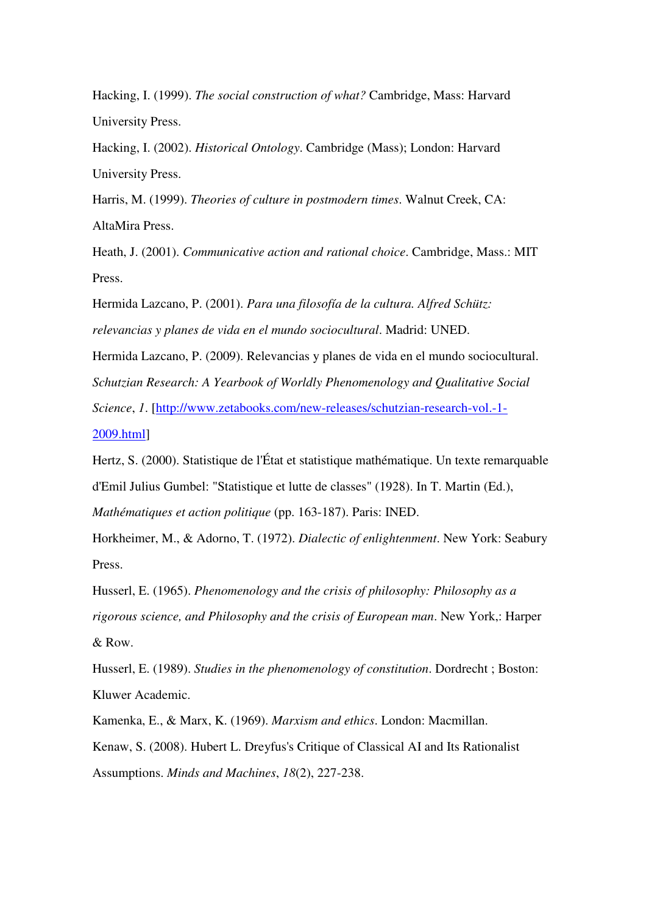Hacking, I. (1999). *The social construction of what?* Cambridge, Mass: Harvard University Press.

Hacking, I. (2002). *Historical Ontology*. Cambridge (Mass); London: Harvard University Press.

Harris, M. (1999). *Theories of culture in postmodern times*. Walnut Creek, CA: AltaMira Press.

Heath, J. (2001). *Communicative action and rational choice*. Cambridge, Mass.: MIT Press.

Hermida Lazcano, P. (2001). *Para una filosofía de la cultura. Alfred Schütz: relevancias y planes de vida en el mundo sociocultural*. Madrid: UNED.

Hermida Lazcano, P. (2009). Relevancias y planes de vida en el mundo sociocultural. *Schutzian Research: A Yearbook of Worldly Phenomenology and Qualitative Social Science*, *1*. [http://www.zetabooks.com/new-releases/schutzian-research-vol.-1-2009.html]

Hertz, S. (2000). Statistique de l'État et statistique mathématique. Un texte remarquable d'Emil Julius Gumbel: "Statistique et lutte de classes" (1928). In T. Martin (Ed.), *Mathématiques et action politique* (pp. 163-187). Paris: INED.

Horkheimer, M., & Adorno, T. (1972). *Dialectic of enlightenment*. New York: Seabury Press.

Husserl, E. (1965). *Phenomenology and the crisis of philosophy: Philosophy as a rigorous science, and Philosophy and the crisis of European man*. New York,: Harper & Row.

Husserl, E. (1989). *Studies in the phenomenology of constitution*. Dordrecht ; Boston: Kluwer Academic.

Kamenka, E., & Marx, K. (1969). *Marxism and ethics*. London: Macmillan.

Kenaw, S. (2008). Hubert L. Dreyfus's Critique of Classical AI and Its Rationalist Assumptions. *Minds and Machines*, *18*(2), 227-238.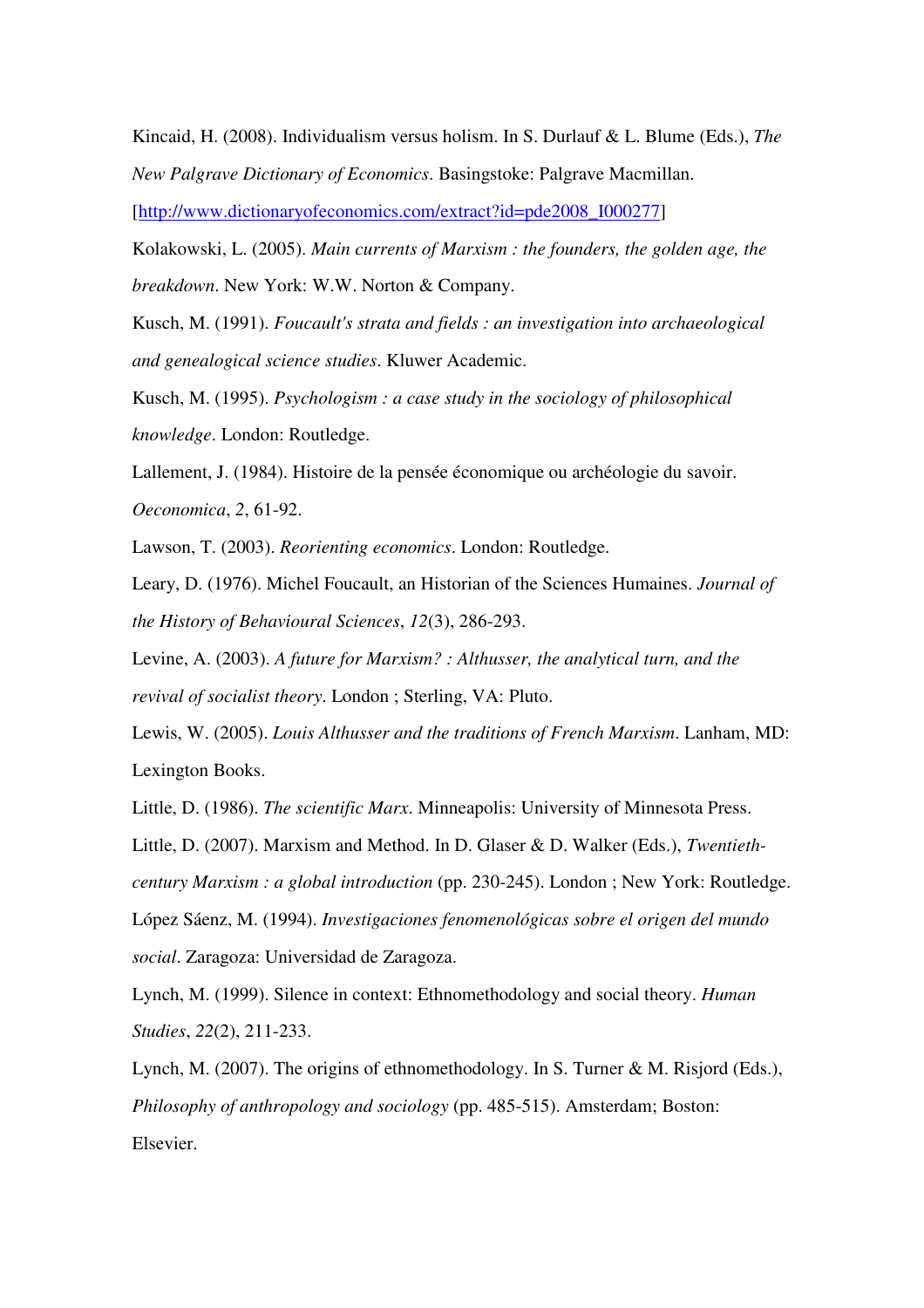Kincaid, H. (2008). Individualism versus holism. In S. Durlauf & L. Blume (Eds.), *The New Palgrave Dictionary of Economics*. Basingstoke: Palgrave Macmillan. [http://www.dictionaryofeconomics.com/extract?id=pde2008_I000277]

Kolakowski, L. (2005). *Main currents of Marxism : the founders, the golden age, the breakdown*. New York: W.W. Norton & Company.

Kusch, M. (1991). *Foucault's strata and fields : an investigation into archaeological and genealogical science studies*. Kluwer Academic.

Kusch, M. (1995). *Psychologism : a case study in the sociology of philosophical knowledge*. London: Routledge.

Lallement, J. (1984). Histoire de la pensée économique ou archéologie du savoir. *Oeconomica*, *2*, 61-92.

Lawson, T. (2003). *Reorienting economics*. London: Routledge.

Leary, D. (1976). Michel Foucault, an Historian of the Sciences Humaines. *Journal of the History of Behavioural Sciences*, *12*(3), 286-293.

Levine, A. (2003). *A future for Marxism? : Althusser, the analytical turn, and the revival of socialist theory*. London ; Sterling, VA: Pluto.

Lewis, W. (2005). *Louis Althusser and the traditions of French Marxism*. Lanham, MD: Lexington Books.

Little, D. (1986). *The scientific Marx*. Minneapolis: University of Minnesota Press.

Little, D. (2007). Marxism and Method. In D. Glaser & D. Walker (Eds.), *Twentieth-century Marxism : a global introduction* (pp. 230-245). London ; New York: Routledge.

López Sáenz, M. (1994). *Investigaciones fenomenológicas sobre el origen del mundo social*. Zaragoza: Universidad de Zaragoza.

Lynch, M. (1999). Silence in context: Ethnomethodology and social theory. *Human Studies*, *22*(2), 211-233.

Lynch, M. (2007). The origins of ethnomethodology. In S. Turner & M. Risjord (Eds.), *Philosophy of anthropology and sociology* (pp. 485-515). Amsterdam; Boston: Elsevier.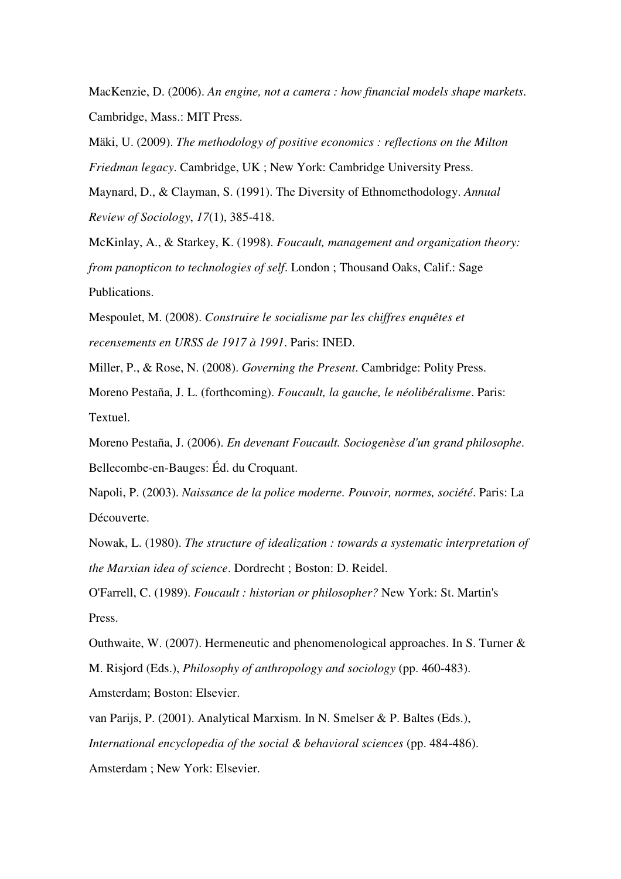MacKenzie, D. (2006). *An engine, not a camera : how financial models shape markets*. Cambridge, Mass.: MIT Press.

Mäki, U. (2009). *The methodology of positive economics : reflections on the Milton Friedman legacy*. Cambridge, UK ; New York: Cambridge University Press.

Maynard, D., & Clayman, S. (1991). The Diversity of Ethnomethodology. *Annual Review of Sociology*, *17*(1), 385-418.

McKinlay, A., & Starkey, K. (1998). *Foucault, management and organization theory: from panopticon to technologies of self*. London ; Thousand Oaks, Calif.: Sage Publications.

Mespoulet, M. (2008). *Construire le socialisme par les chiffres enquêtes et recensements en URSS de 1917 à 1991*. Paris: INED.

Miller, P., & Rose, N. (2008). *Governing the Present*. Cambridge: Polity Press.

Moreno Pestaña, J. L. (forthcoming). *Foucault, la gauche, le néolibéralisme*. Paris: Textuel.

Moreno Pestaña, J. (2006). *En devenant Foucault. Sociogenèse d'un grand philosophe*. Bellecombe-en-Bauges: Éd. du Croquant.

Napoli, P. (2003). *Naissance de la police moderne. Pouvoir, normes, société*. Paris: La Découverte.

Nowak, L. (1980). *The structure of idealization : towards a systematic interpretation of the Marxian idea of science*. Dordrecht ; Boston: D. Reidel.

O'Farrell, C. (1989). *Foucault : historian or philosopher?* New York: St. Martin's Press.

Outhwaite, W. (2007). Hermeneutic and phenomenological approaches. In S. Turner & M. Risjord (Eds.), *Philosophy of anthropology and sociology* (pp. 460-483). Amsterdam; Boston: Elsevier.

van Parijs, P. (2001). Analytical Marxism. In N. Smelser & P. Baltes (Eds.), *International encyclopedia of the social & behavioral sciences* (pp. 484-486). Amsterdam ; New York: Elsevier.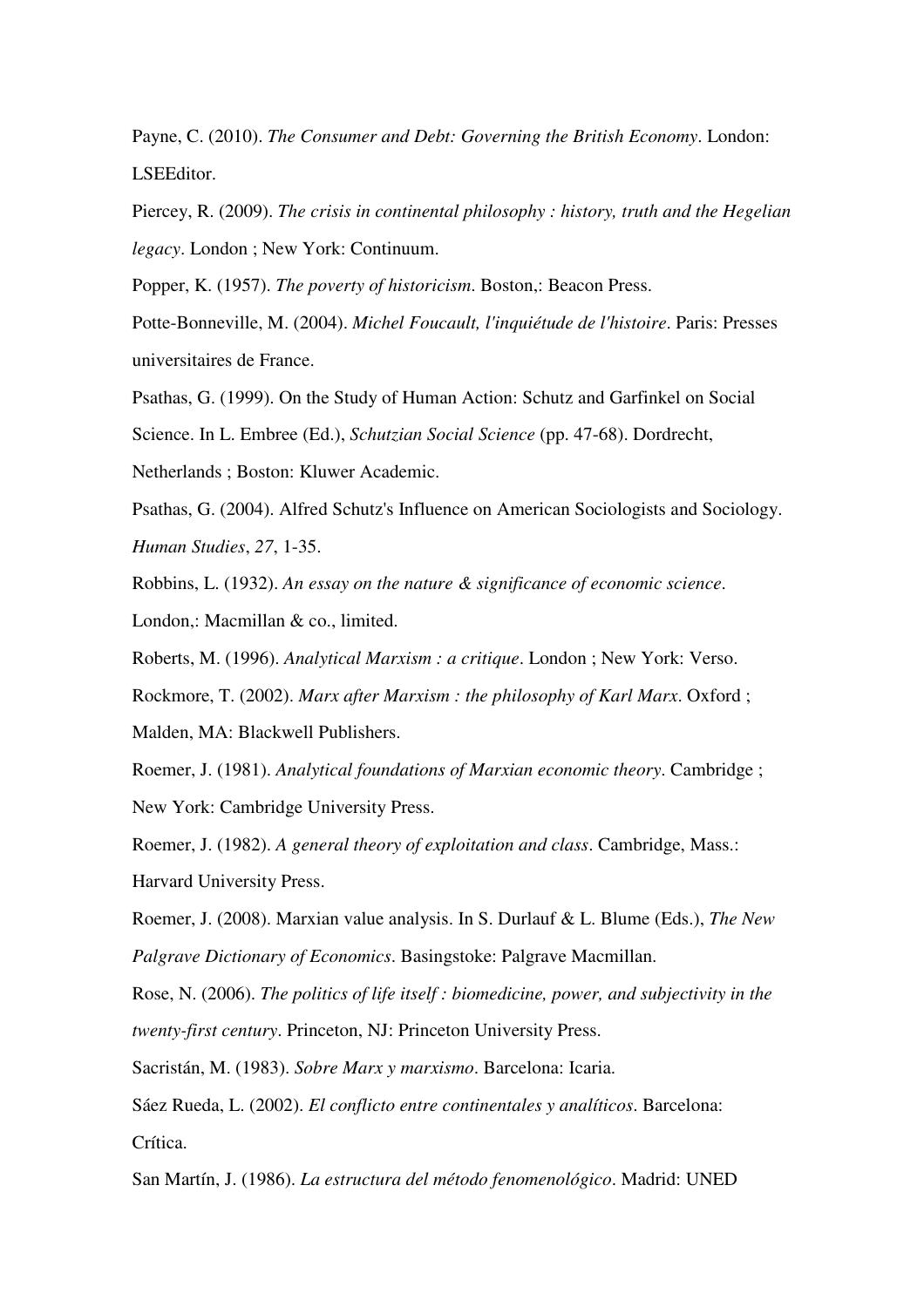Payne, C. (2010). *The Consumer and Debt: Governing the British Economy*. London: LSEEditor.

Piercey, R. (2009). *The crisis in continental philosophy : history, truth and the Hegelian legacy*. London ; New York: Continuum.

Popper, K. (1957). *The poverty of historicism*. Boston,: Beacon Press.

Potte-Bonneville, M. (2004). *Michel Foucault, l'inquiétude de l'histoire*. Paris: Presses universitaires de France.

Psathas, G. (1999). On the Study of Human Action: Schutz and Garfinkel on Social Science. In L. Embree (Ed.), *Schutzian Social Science* (pp. 47-68). Dordrecht, Netherlands ; Boston: Kluwer Academic.

Psathas, G. (2004). Alfred Schutz's Influence on American Sociologists and Sociology. *Human Studies*, *27*, 1-35.

Robbins, L. (1932). *An essay on the nature & significance of economic science*. London,: Macmillan & co., limited.

Roberts, M. (1996). *Analytical Marxism : a critique*. London ; New York: Verso.

Rockmore, T. (2002). *Marx after Marxism : the philosophy of Karl Marx*. Oxford ; Malden, MA: Blackwell Publishers.

Roemer, J. (1981). *Analytical foundations of Marxian economic theory*. Cambridge ; New York: Cambridge University Press.

Roemer, J. (1982). *A general theory of exploitation and class*. Cambridge, Mass.: Harvard University Press.

Roemer, J. (2008). Marxian value analysis. In S. Durlauf & L. Blume (Eds.), *The New Palgrave Dictionary of Economics*. Basingstoke: Palgrave Macmillan.

Rose, N. (2006). *The politics of life itself : biomedicine, power, and subjectivity in the twenty-first century*. Princeton, NJ: Princeton University Press.

Sacristán, M. (1983). *Sobre Marx y marxismo*. Barcelona: Icaria.

Sáez Rueda, L. (2002). *El conflicto entre continentales y analíticos*. Barcelona: Crítica.

San Martín, J. (1986). *La estructura del método fenomenológico*. Madrid: UNED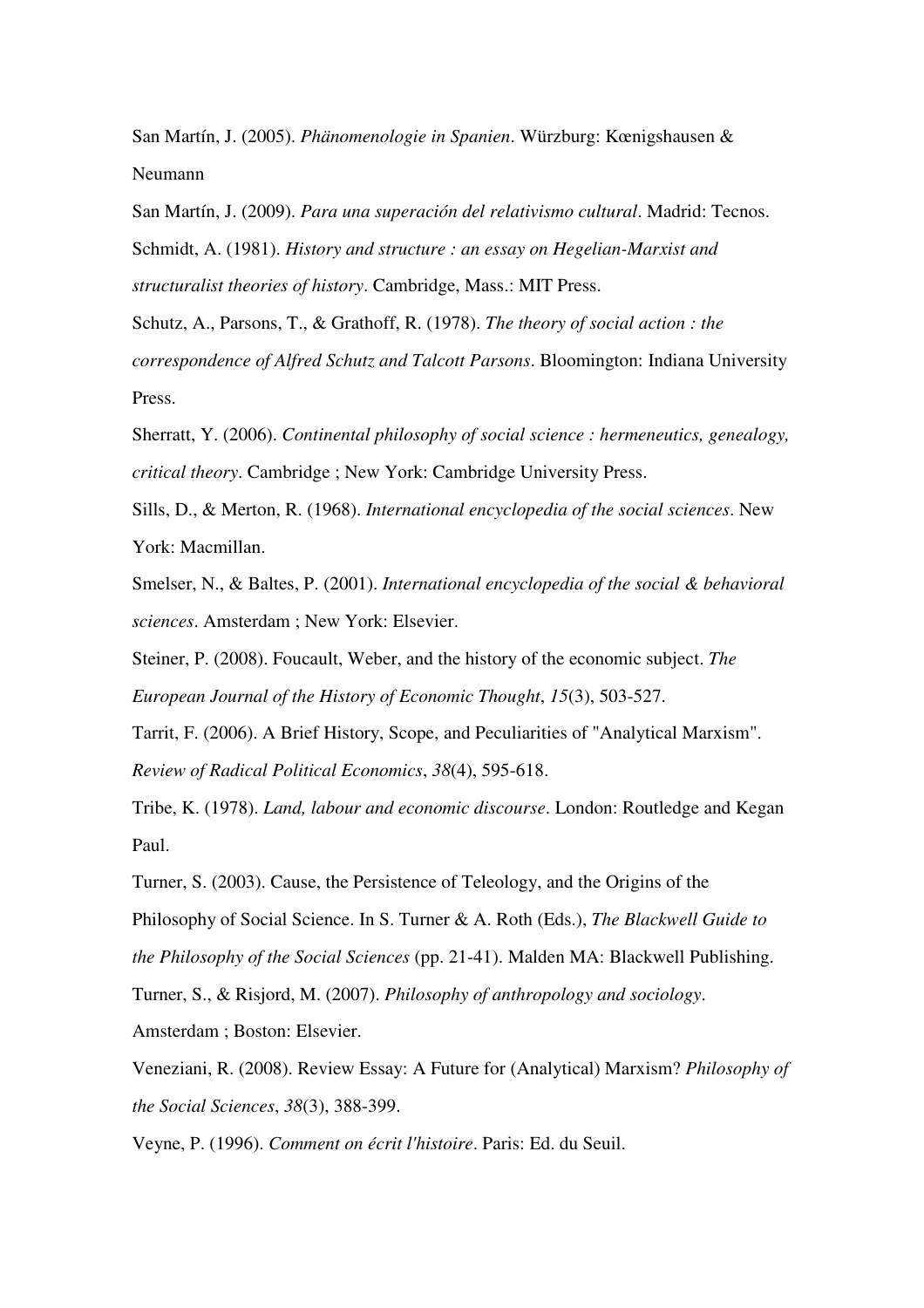San Martín, J. (2005). *Phänomenologie in Spanien*. Würzburg: Kœnigshausen & Neumann

San Martín, J. (2009). *Para una superación del relativismo cultural*. Madrid: Tecnos.

Schmidt, A. (1981). *History and structure : an essay on Hegelian-Marxist and structuralist theories of history*. Cambridge, Mass.: MIT Press.

Schutz, A., Parsons, T., & Grathoff, R. (1978). *The theory of social action : the correspondence of Alfred Schutz and Talcott Parsons*. Bloomington: Indiana University Press.

Sherratt, Y. (2006). *Continental philosophy of social science : hermeneutics, genealogy, critical theory*. Cambridge ; New York: Cambridge University Press.

Sills, D., & Merton, R. (1968). *International encyclopedia of the social sciences*. New York: Macmillan.

Smelser, N., & Baltes, P. (2001). *International encyclopedia of the social & behavioral sciences*. Amsterdam ; New York: Elsevier.

Steiner, P. (2008). Foucault, Weber, and the history of the economic subject. *The European Journal of the History of Economic Thought*, *15*(3), 503-527.

Tarrit, F. (2006). A Brief History, Scope, and Peculiarities of "Analytical Marxism". *Review of Radical Political Economics*, *38*(4), 595-618.

Tribe, K. (1978). *Land, labour and economic discourse*. London: Routledge and Kegan Paul.

Turner, S. (2003). Cause, the Persistence of Teleology, and the Origins of the Philosophy of Social Science. In S. Turner & A. Roth (Eds.), *The Blackwell Guide to the Philosophy of the Social Sciences* (pp. 21-41). Malden MA: Blackwell Publishing.

Turner, S., & Risjord, M. (2007). *Philosophy of anthropology and sociology*. Amsterdam ; Boston: Elsevier.

Veneziani, R. (2008). Review Essay: A Future for (Analytical) Marxism? *Philosophy of the Social Sciences*, *38*(3), 388-399.

Veyne, P. (1996). *Comment on écrit l'histoire*. Paris: Ed. du Seuil.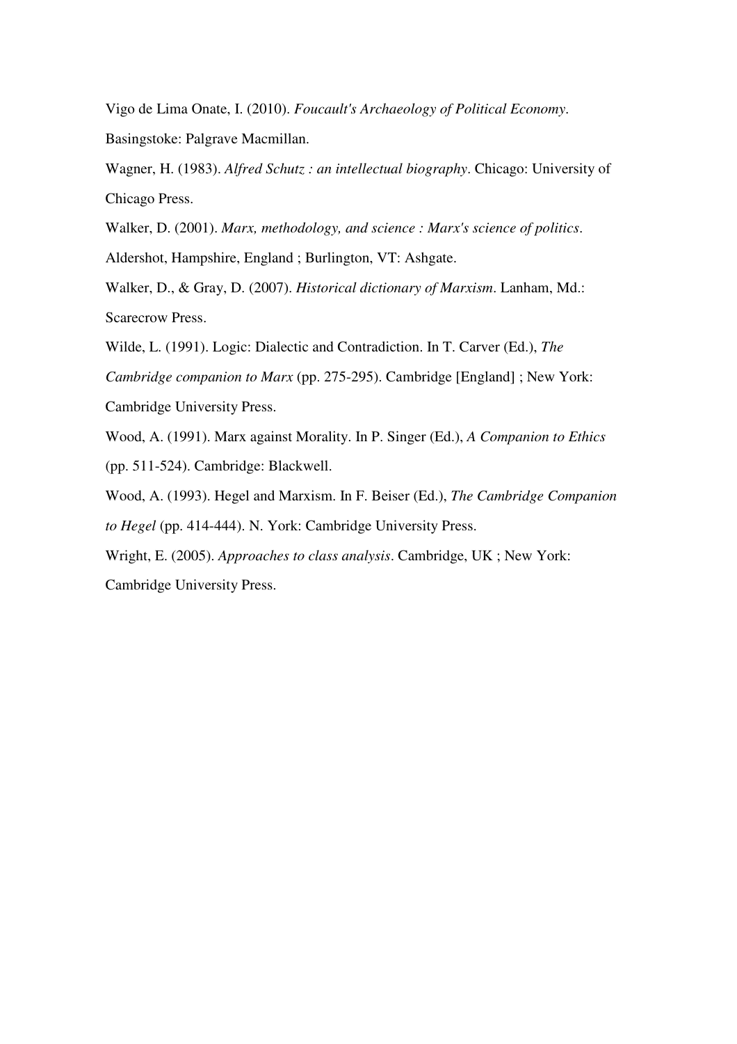Vigo de Lima Onate, I. (2010). *Foucault's Archaeology of Political Economy*. Basingstoke: Palgrave Macmillan.

Wagner, H. (1983). *Alfred Schutz : an intellectual biography*. Chicago: University of Chicago Press.

Walker, D. (2001). *Marx, methodology, and science : Marx's science of politics*. Aldershot, Hampshire, England ; Burlington, VT: Ashgate.

Walker, D., & Gray, D. (2007). *Historical dictionary of Marxism*. Lanham, Md.: Scarecrow Press.

Wilde, L. (1991). Logic: Dialectic and Contradiction. In T. Carver (Ed.), *The Cambridge companion to Marx* (pp. 275-295). Cambridge [England] ; New York: Cambridge University Press.

Wood, A. (1991). Marx against Morality. In P. Singer (Ed.), *A Companion to Ethics* (pp. 511-524). Cambridge: Blackwell.

Wood, A. (1993). Hegel and Marxism. In F. Beiser (Ed.), *The Cambridge Companion to Hegel* (pp. 414-444). N. York: Cambridge University Press.

Wright, E. (2005). *Approaches to class analysis*. Cambridge, UK ; New York: Cambridge University Press.